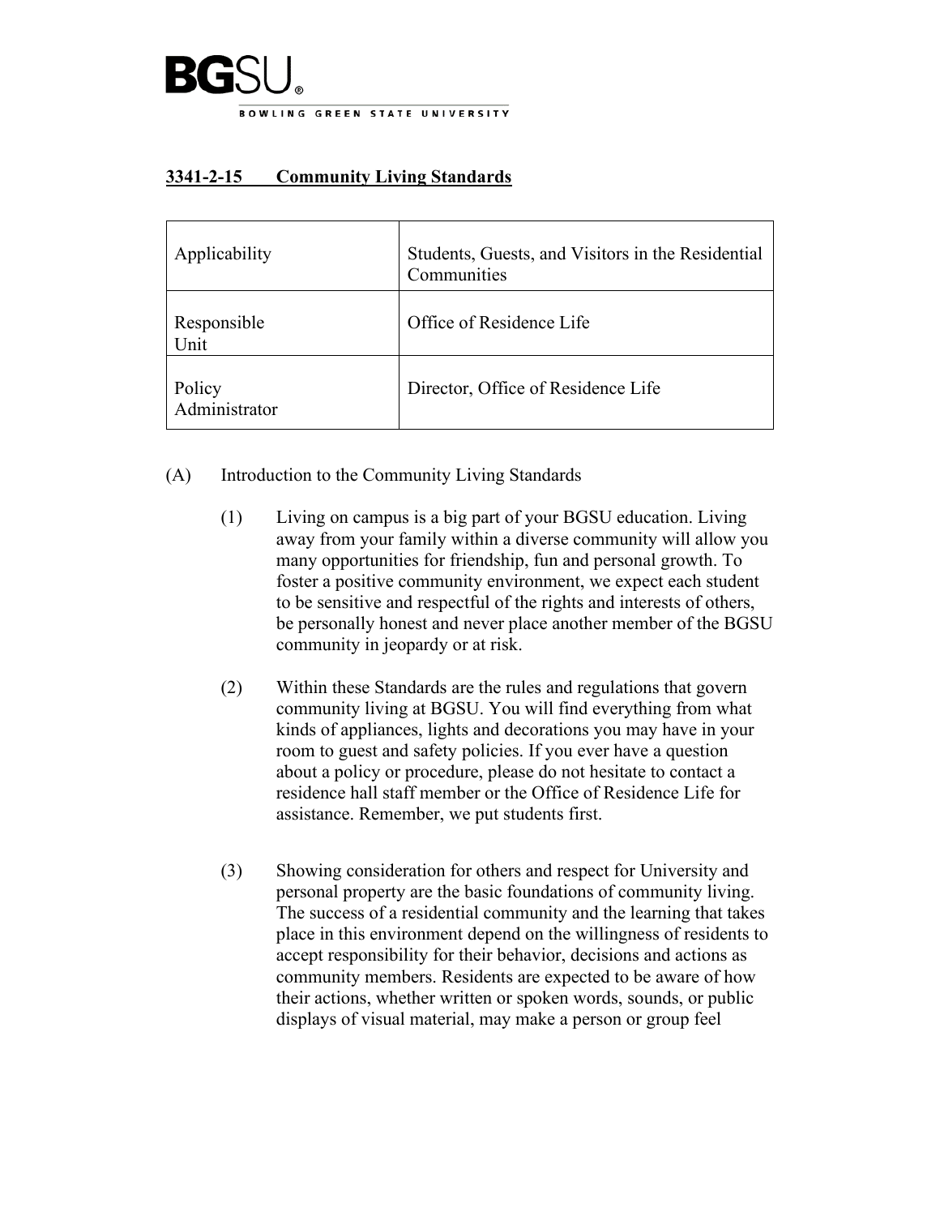BGSU®

BOWLING GREEN STATE UNIVERSITY

# 3341-2-15 Community Living Standards

| Applicability | Students, Guests, and Visitors in the Residential Communities |
| --- | --- |
| Responsible Unit | Office of Residence Life |
| Policy Administrator | Director, Office of Residence Life |

(A) Introduction to the Community Living Standards

(1) Living on campus is a big part of your BGSU education. Living away from your family within a diverse community will allow you many opportunities for friendship, fun and personal growth. To foster a positive community environment, we expect each student to be sensitive and respectful of the rights and interests of others, be personally honest and never place another member of the BGSU community in jeopardy or at risk.

(2) Within these Standards are the rules and regulations that govern community living at BGSU. You will find everything from what kinds of appliances, lights and decorations you may have in your room to guest and safety policies. If you ever have a question about a policy or procedure, please do not hesitate to contact a residence hall staff member or the Office of Residence Life for assistance. Remember, we put students first.

(3) Showing consideration for others and respect for University and personal property are the basic foundations of community living. The success of a residential community and the learning that takes place in this environment depend on the willingness of residents to accept responsibility for their behavior, decisions and actions as community members. Residents are expected to be aware of how their actions, whether written or spoken words, sounds, or public displays of visual material, may make a person or group feel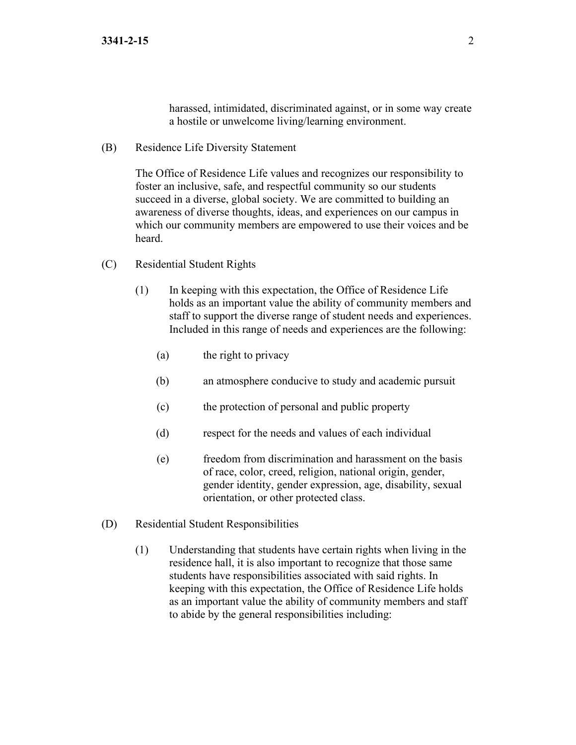harassed, intimidated, discriminated against, or in some way create a hostile or unwelcome living/learning environment.

(B) Residence Life Diversity Statement

The Office of Residence Life values and recognizes our responsibility to foster an inclusive, safe, and respectful community so our students succeed in a diverse, global society. We are committed to building an awareness of diverse thoughts, ideas, and experiences on our campus in which our community members are empowered to use their voices and be heard.

(C) Residential Student Rights

(1) In keeping with this expectation, the Office of Residence Life holds as an important value the ability of community members and staff to support the diverse range of student needs and experiences. Included in this range of needs and experiences are the following:

(a) the right to privacy

(b) an atmosphere conducive to study and academic pursuit

(c) the protection of personal and public property

(d) respect for the needs and values of each individual

(e) freedom from discrimination and harassment on the basis of race, color, creed, religion, national origin, gender, gender identity, gender expression, age, disability, sexual orientation, or other protected class.

(D) Residential Student Responsibilities

(1) Understanding that students have certain rights when living in the residence hall, it is also important to recognize that those same students have responsibilities associated with said rights. In keeping with this expectation, the Office of Residence Life holds as an important value the ability of community members and staff to abide by the general responsibilities including: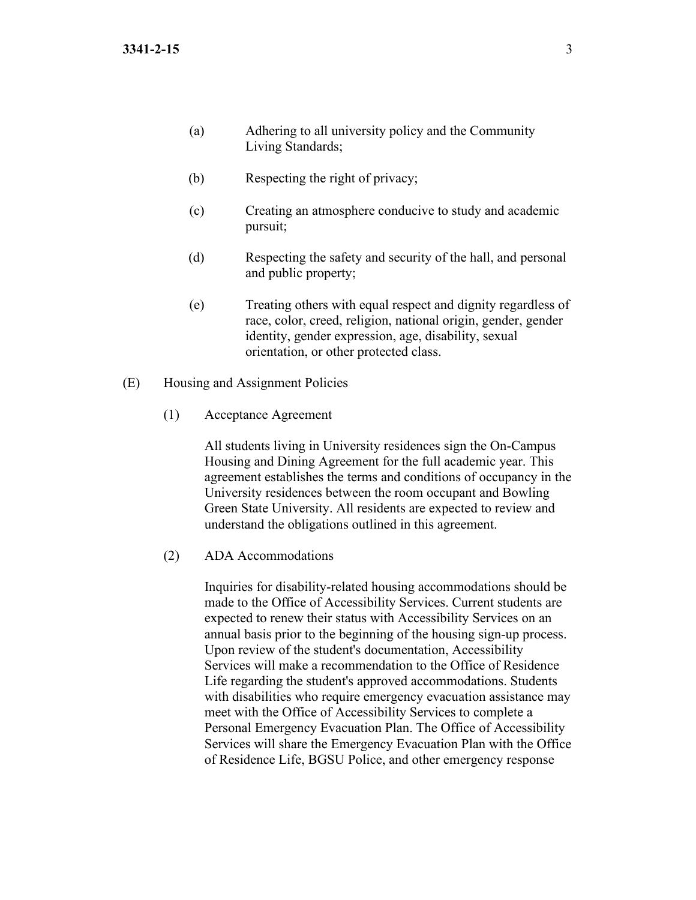(a) Adhering to all university policy and the Community Living Standards;

(b) Respecting the right of privacy;

(c) Creating an atmosphere conducive to study and academic pursuit;

(d) Respecting the safety and security of the hall, and personal and public property;

(e) Treating others with equal respect and dignity regardless of race, color, creed, religion, national origin, gender, gender identity, gender expression, age, disability, sexual orientation, or other protected class.

(E) Housing and Assignment Policies

(1) Acceptance Agreement

All students living in University residences sign the On-Campus Housing and Dining Agreement for the full academic year. This agreement establishes the terms and conditions of occupancy in the University residences between the room occupant and Bowling Green State University. All residents are expected to review and understand the obligations outlined in this agreement.

(2) ADA Accommodations

Inquiries for disability-related housing accommodations should be made to the Office of Accessibility Services. Current students are expected to renew their status with Accessibility Services on an annual basis prior to the beginning of the housing sign-up process. Upon review of the student's documentation, Accessibility Services will make a recommendation to the Office of Residence Life regarding the student's approved accommodations. Students with disabilities who require emergency evacuation assistance may meet with the Office of Accessibility Services to complete a Personal Emergency Evacuation Plan. The Office of Accessibility Services will share the Emergency Evacuation Plan with the Office of Residence Life, BGSU Police, and other emergency response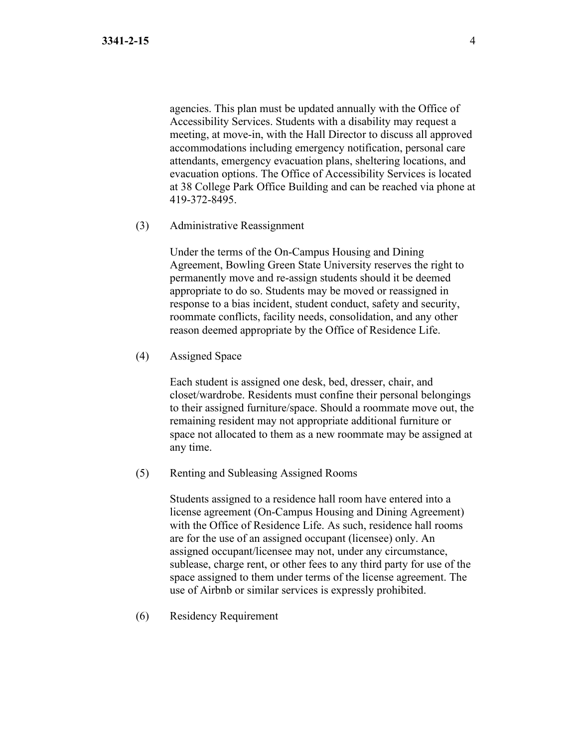agencies. This plan must be updated annually with the Office of Accessibility Services. Students with a disability may request a meeting, at move-in, with the Hall Director to discuss all approved accommodations including emergency notification, personal care attendants, emergency evacuation plans, sheltering locations, and evacuation options. The Office of Accessibility Services is located at 38 College Park Office Building and can be reached via phone at 419-372-8495.

(3) Administrative Reassignment

Under the terms of the On-Campus Housing and Dining Agreement, Bowling Green State University reserves the right to permanently move and re-assign students should it be deemed appropriate to do so. Students may be moved or reassigned in response to a bias incident, student conduct, safety and security, roommate conflicts, facility needs, consolidation, and any other reason deemed appropriate by the Office of Residence Life.

(4) Assigned Space

Each student is assigned one desk, bed, dresser, chair, and closet/wardrobe. Residents must confine their personal belongings to their assigned furniture/space. Should a roommate move out, the remaining resident may not appropriate additional furniture or space not allocated to them as a new roommate may be assigned at any time.

(5) Renting and Subleasing Assigned Rooms

Students assigned to a residence hall room have entered into a license agreement (On-Campus Housing and Dining Agreement) with the Office of Residence Life. As such, residence hall rooms are for the use of an assigned occupant (licensee) only. An assigned occupant/licensee may not, under any circumstance, sublease, charge rent, or other fees to any third party for use of the space assigned to them under terms of the license agreement. The use of Airbnb or similar services is expressly prohibited.

(6) Residency Requirement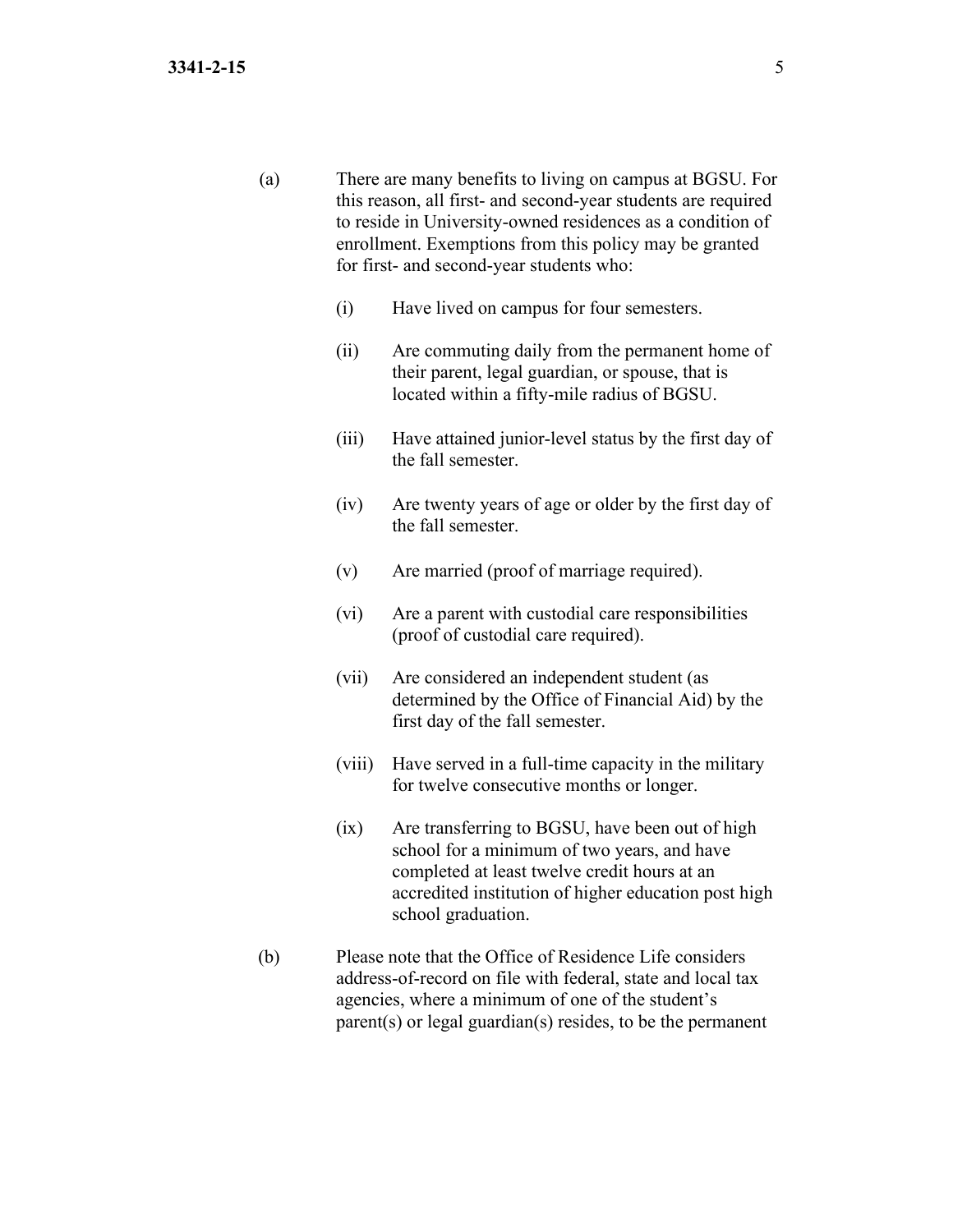(a) There are many benefits to living on campus at BGSU. For this reason, all first- and second-year students are required to reside in University-owned residences as a condition of enrollment. Exemptions from this policy may be granted for first- and second-year students who:

  (i) Have lived on campus for four semesters.

  (ii) Are commuting daily from the permanent home of their parent, legal guardian, or spouse, that is located within a fifty-mile radius of BGSU.

  (iii) Have attained junior-level status by the first day of the fall semester.

  (iv) Are twenty years of age or older by the first day of the fall semester.

  (v) Are married (proof of marriage required).

  (vi) Are a parent with custodial care responsibilities (proof of custodial care required).

  (vii) Are considered an independent student (as determined by the Office of Financial Aid) by the first day of the fall semester.

  (viii) Have served in a full-time capacity in the military for twelve consecutive months or longer.

  (ix) Are transferring to BGSU, have been out of high school for a minimum of two years, and have completed at least twelve credit hours at an accredited institution of higher education post high school graduation.

(b) Please note that the Office of Residence Life considers address-of-record on file with federal, state and local tax agencies, where a minimum of one of the student's parent(s) or legal guardian(s) resides, to be the permanent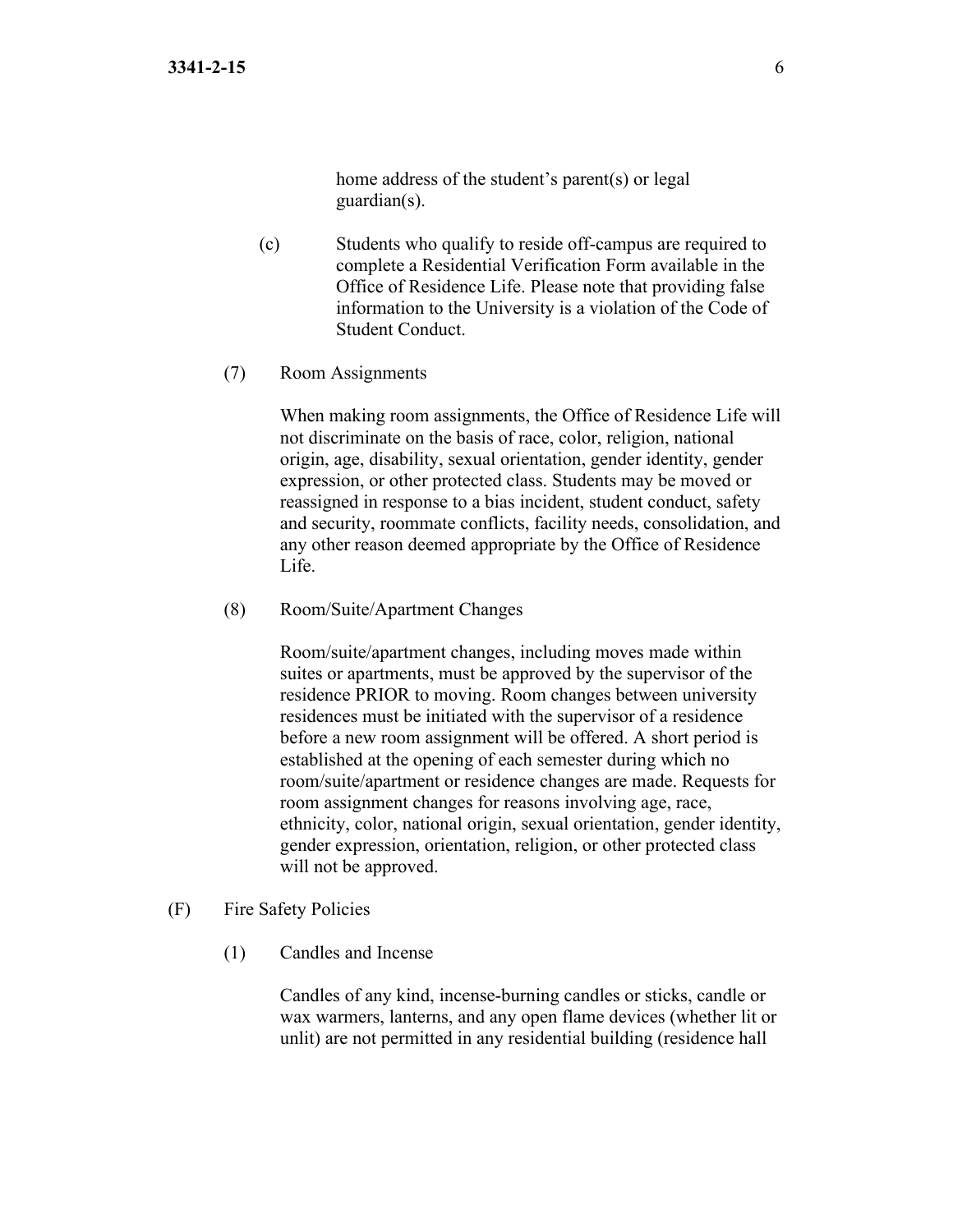home address of the student's parent(s) or legal guardian(s).

(c) Students who qualify to reside off-campus are required to complete a Residential Verification Form available in the Office of Residence Life. Please note that providing false information to the University is a violation of the Code of Student Conduct.

(7) Room Assignments

When making room assignments, the Office of Residence Life will not discriminate on the basis of race, color, religion, national origin, age, disability, sexual orientation, gender identity, gender expression, or other protected class. Students may be moved or reassigned in response to a bias incident, student conduct, safety and security, roommate conflicts, facility needs, consolidation, and any other reason deemed appropriate by the Office of Residence Life.

(8) Room/Suite/Apartment Changes

Room/suite/apartment changes, including moves made within suites or apartments, must be approved by the supervisor of the residence PRIOR to moving. Room changes between university residences must be initiated with the supervisor of a residence before a new room assignment will be offered. A short period is established at the opening of each semester during which no room/suite/apartment or residence changes are made. Requests for room assignment changes for reasons involving age, race, ethnicity, color, national origin, sexual orientation, gender identity, gender expression, orientation, religion, or other protected class will not be approved.

(F) Fire Safety Policies

(1) Candles and Incense

Candles of any kind, incense-burning candles or sticks, candle or wax warmers, lanterns, and any open flame devices (whether lit or unlit) are not permitted in any residential building (residence hall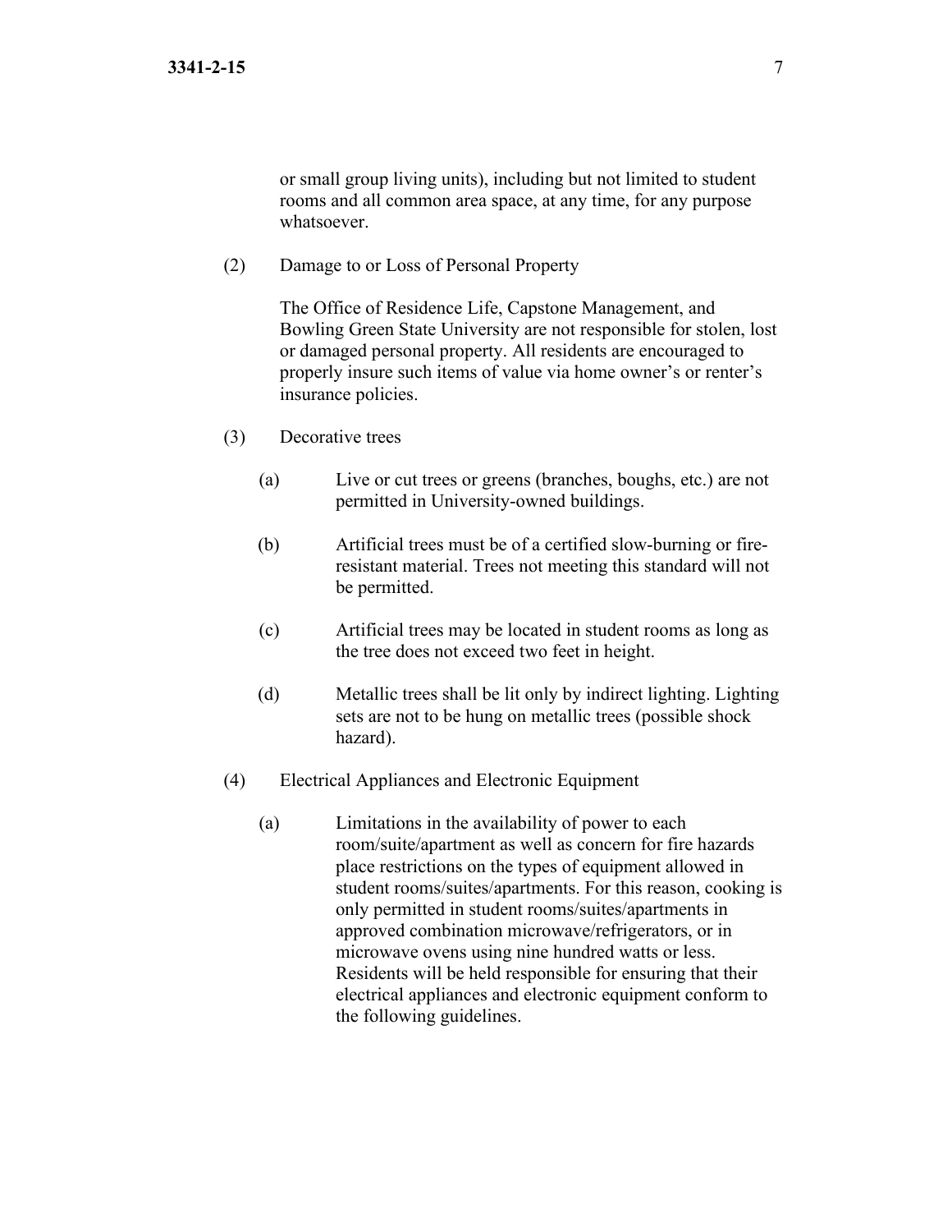or small group living units), including but not limited to student rooms and all common area space, at any time, for any purpose whatsoever.

(2) Damage to or Loss of Personal Property

The Office of Residence Life, Capstone Management, and Bowling Green State University are not responsible for stolen, lost or damaged personal property. All residents are encouraged to properly insure such items of value via home owner's or renter's insurance policies.

(3) Decorative trees

(a) Live or cut trees or greens (branches, boughs, etc.) are not permitted in University-owned buildings.

(b) Artificial trees must be of a certified slow-burning or fire-resistant material. Trees not meeting this standard will not be permitted.

(c) Artificial trees may be located in student rooms as long as the tree does not exceed two feet in height.

(d) Metallic trees shall be lit only by indirect lighting. Lighting sets are not to be hung on metallic trees (possible shock hazard).

(4) Electrical Appliances and Electronic Equipment

(a) Limitations in the availability of power to each room/suite/apartment as well as concern for fire hazards place restrictions on the types of equipment allowed in student rooms/suites/apartments. For this reason, cooking is only permitted in student rooms/suites/apartments in approved combination microwave/refrigerators, or in microwave ovens using nine hundred watts or less. Residents will be held responsible for ensuring that their electrical appliances and electronic equipment conform to the following guidelines.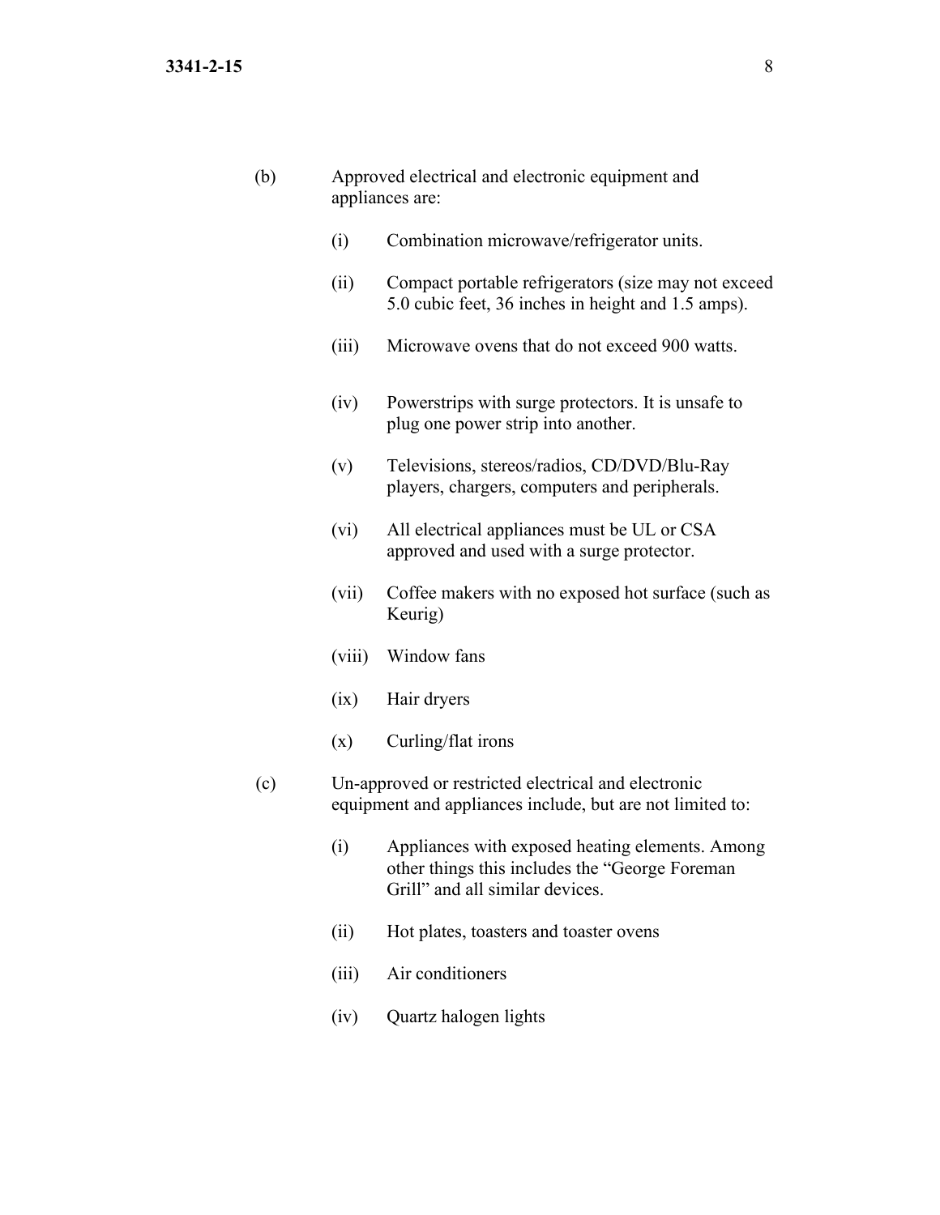(b) Approved electrical and electronic equipment and appliances are:

   (i) Combination microwave/refrigerator units.

   (ii) Compact portable refrigerators (size may not exceed 5.0 cubic feet, 36 inches in height and 1.5 amps).

   (iii) Microwave ovens that do not exceed 900 watts.

   (iv) Powerstrips with surge protectors. It is unsafe to plug one power strip into another.

   (v) Televisions, stereos/radios, CD/DVD/Blu-Ray players, chargers, computers and peripherals.

   (vi) All electrical appliances must be UL or CSA approved and used with a surge protector.

   (vii) Coffee makers with no exposed hot surface (such as Keurig)

   (viii) Window fans

   (ix) Hair dryers

   (x) Curling/flat irons

(c) Un-approved or restricted electrical and electronic equipment and appliances include, but are not limited to:

   (i) Appliances with exposed heating elements. Among other things this includes the "George Foreman Grill" and all similar devices.

   (ii) Hot plates, toasters and toaster ovens

   (iii) Air conditioners

   (iv) Quartz halogen lights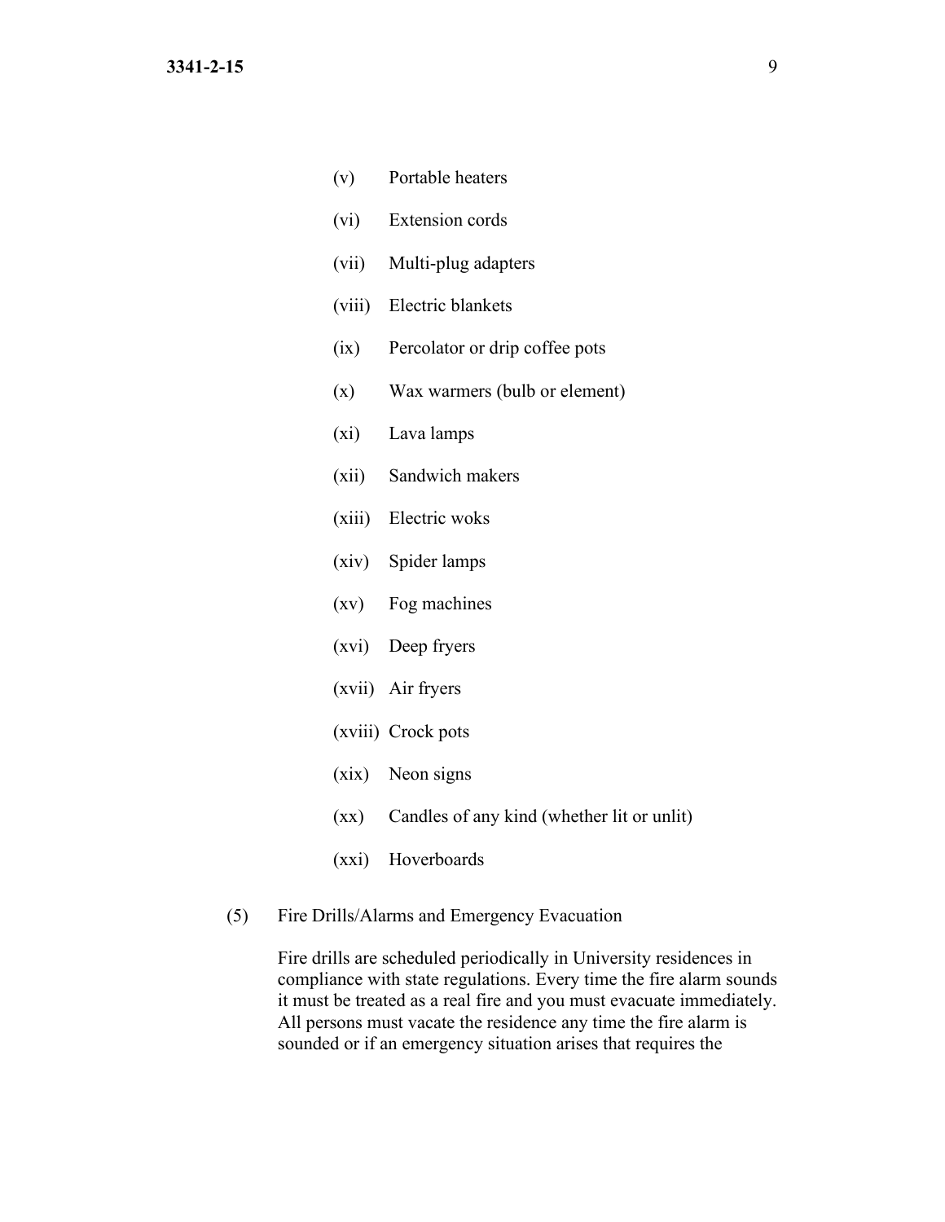- (v) Portable heaters
- (vi) Extension cords
- (vii) Multi-plug adapters
- (viii) Electric blankets
- (ix) Percolator or drip coffee pots
- (x) Wax warmers (bulb or element)
- (xi) Lava lamps
- (xii) Sandwich makers
- (xiii) Electric woks
- (xiv) Spider lamps
- (xv) Fog machines
- (xvi) Deep fryers
- (xvii) Air fryers
- (xviii) Crock pots
- (xix) Neon signs
- (xx) Candles of any kind (whether lit or unlit)
- (xxi) Hoverboards

(5) Fire Drills/Alarms and Emergency Evacuation

Fire drills are scheduled periodically in University residences in compliance with state regulations. Every time the fire alarm sounds it must be treated as a real fire and you must evacuate immediately. All persons must vacate the residence any time the fire alarm is sounded or if an emergency situation arises that requires the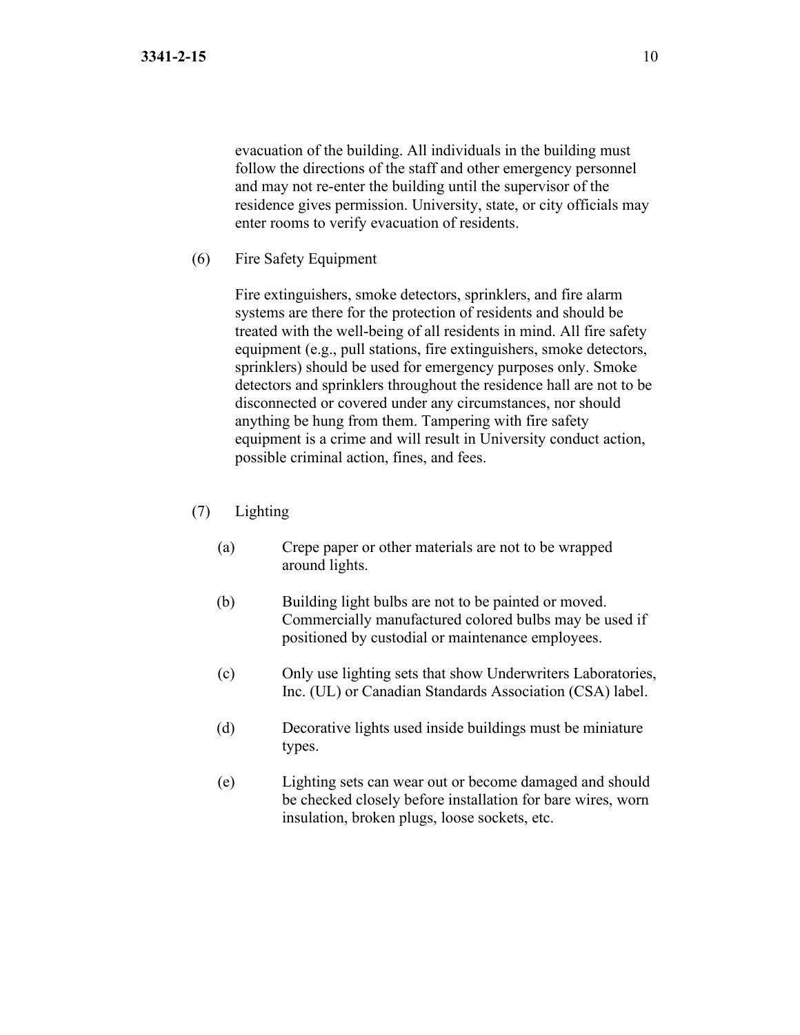evacuation of the building. All individuals in the building must follow the directions of the staff and other emergency personnel and may not re-enter the building until the supervisor of the residence gives permission. University, state, or city officials may enter rooms to verify evacuation of residents.

(6) Fire Safety Equipment

Fire extinguishers, smoke detectors, sprinklers, and fire alarm systems are there for the protection of residents and should be treated with the well-being of all residents in mind. All fire safety equipment (e.g., pull stations, fire extinguishers, smoke detectors, sprinklers) should be used for emergency purposes only. Smoke detectors and sprinklers throughout the residence hall are not to be disconnected or covered under any circumstances, nor should anything be hung from them. Tampering with fire safety equipment is a crime and will result in University conduct action, possible criminal action, fines, and fees.

(7) Lighting

(a) Crepe paper or other materials are not to be wrapped around lights.

(b) Building light bulbs are not to be painted or moved. Commercially manufactured colored bulbs may be used if positioned by custodial or maintenance employees.

(c) Only use lighting sets that show Underwriters Laboratories, Inc. (UL) or Canadian Standards Association (CSA) label.

(d) Decorative lights used inside buildings must be miniature types.

(e) Lighting sets can wear out or become damaged and should be checked closely before installation for bare wires, worn insulation, broken plugs, loose sockets, etc.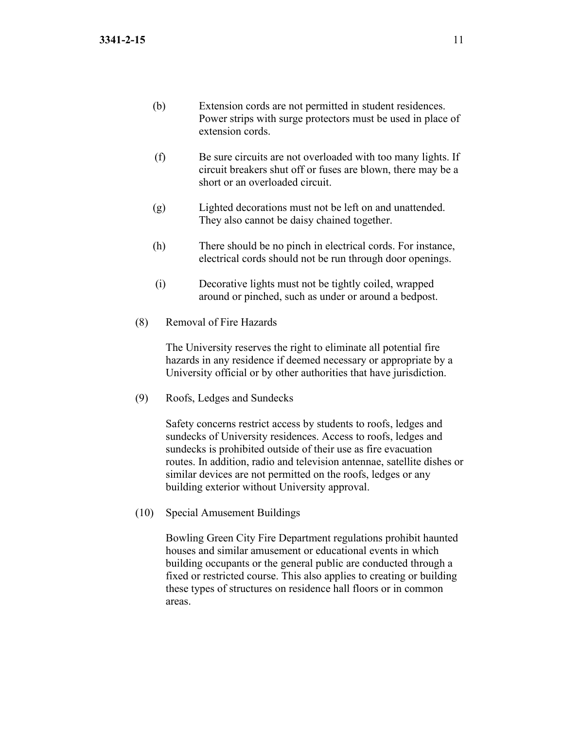(b) Extension cords are not permitted in student residences. Power strips with surge protectors must be used in place of extension cords.

(f) Be sure circuits are not overloaded with too many lights. If circuit breakers shut off or fuses are blown, there may be a short or an overloaded circuit.

(g) Lighted decorations must not be left on and unattended. They also cannot be daisy chained together.

(h) There should be no pinch in electrical cords. For instance, electrical cords should not be run through door openings.

(i) Decorative lights must not be tightly coiled, wrapped around or pinched, such as under or around a bedpost.

(8) Removal of Fire Hazards

The University reserves the right to eliminate all potential fire hazards in any residence if deemed necessary or appropriate by a University official or by other authorities that have jurisdiction.

(9) Roofs, Ledges and Sundecks

Safety concerns restrict access by students to roofs, ledges and sundecks of University residences. Access to roofs, ledges and sundecks is prohibited outside of their use as fire evacuation routes. In addition, radio and television antennae, satellite dishes or similar devices are not permitted on the roofs, ledges or any building exterior without University approval.

(10) Special Amusement Buildings

Bowling Green City Fire Department regulations prohibit haunted houses and similar amusement or educational events in which building occupants or the general public are conducted through a fixed or restricted course. This also applies to creating or building these types of structures on residence hall floors or in common areas.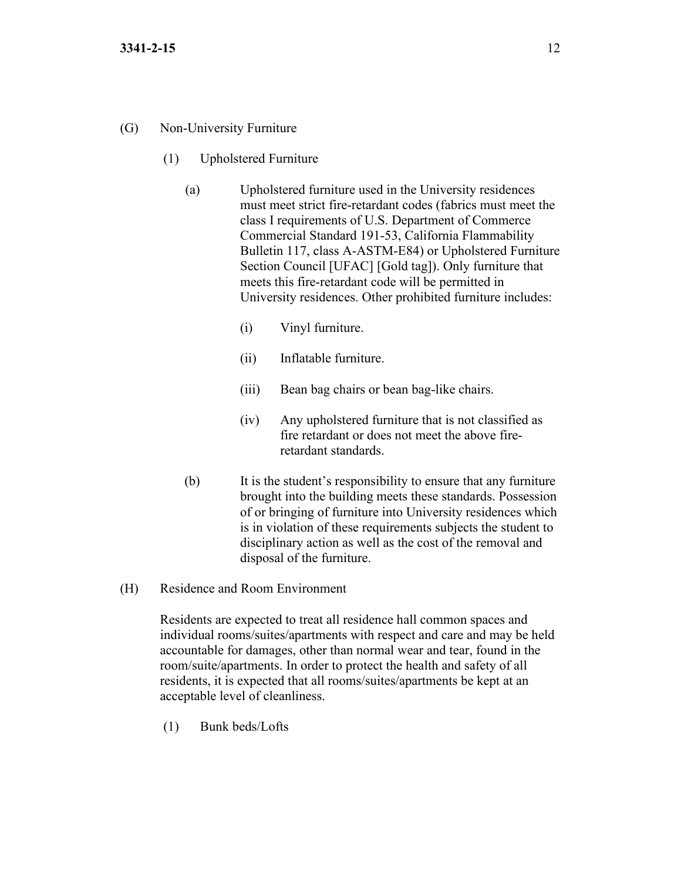(G) Non-University Furniture

(1) Upholstered Furniture

(a) Upholstered furniture used in the University residences must meet strict fire-retardant codes (fabrics must meet the class I requirements of U.S. Department of Commerce Commercial Standard 191-53, California Flammability Bulletin 117, class A-ASTM-E84) or Upholstered Furniture Section Council [UFAC] [Gold tag]). Only furniture that meets this fire-retardant code will be permitted in University residences. Other prohibited furniture includes:

(i) Vinyl furniture.

(ii) Inflatable furniture.

(iii) Bean bag chairs or bean bag-like chairs.

(iv) Any upholstered furniture that is not classified as fire retardant or does not meet the above fire-retardant standards.

(b) It is the student's responsibility to ensure that any furniture brought into the building meets these standards. Possession of or bringing of furniture into University residences which is in violation of these requirements subjects the student to disciplinary action as well as the cost of the removal and disposal of the furniture.

(H) Residence and Room Environment

Residents are expected to treat all residence hall common spaces and individual rooms/suites/apartments with respect and care and may be held accountable for damages, other than normal wear and tear, found in the room/suite/apartments. In order to protect the health and safety of all residents, it is expected that all rooms/suites/apartments be kept at an acceptable level of cleanliness.

(1) Bunk beds/Lofts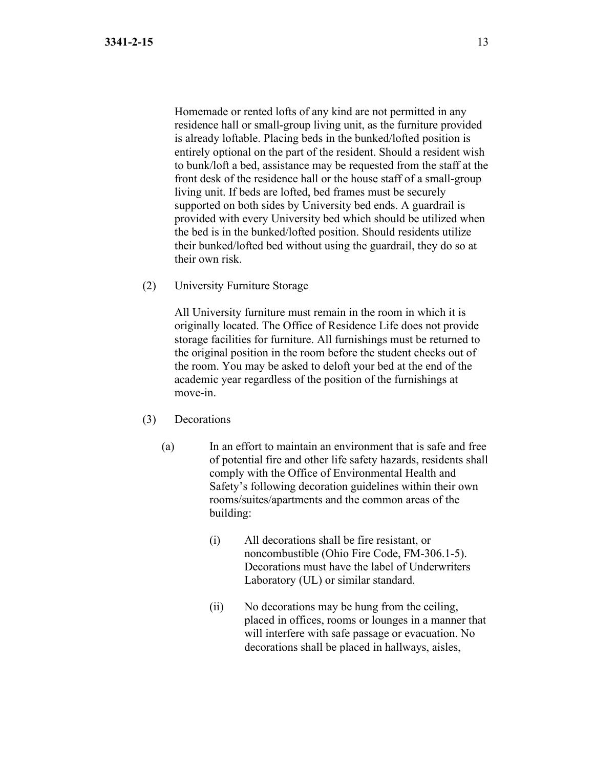Homemade or rented lofts of any kind are not permitted in any residence hall or small-group living unit, as the furniture provided is already loftable. Placing beds in the bunked/lofted position is entirely optional on the part of the resident. Should a resident wish to bunk/loft a bed, assistance may be requested from the staff at the front desk of the residence hall or the house staff of a small-group living unit. If beds are lofted, bed frames must be securely supported on both sides by University bed ends. A guardrail is provided with every University bed which should be utilized when the bed is in the bunked/lofted position. Should residents utilize their bunked/lofted bed without using the guardrail, they do so at their own risk.

(2) University Furniture Storage

All University furniture must remain in the room in which it is originally located. The Office of Residence Life does not provide storage facilities for furniture. All furnishings must be returned to the original position in the room before the student checks out of the room. You may be asked to deloft your bed at the end of the academic year regardless of the position of the furnishings at move-in.

(3) Decorations

(a) In an effort to maintain an environment that is safe and free of potential fire and other life safety hazards, residents shall comply with the Office of Environmental Health and Safety's following decoration guidelines within their own rooms/suites/apartments and the common areas of the building:

(i) All decorations shall be fire resistant, or noncombustible (Ohio Fire Code, FM-306.1-5). Decorations must have the label of Underwriters Laboratory (UL) or similar standard.

(ii) No decorations may be hung from the ceiling, placed in offices, rooms or lounges in a manner that will interfere with safe passage or evacuation. No decorations shall be placed in hallways, aisles,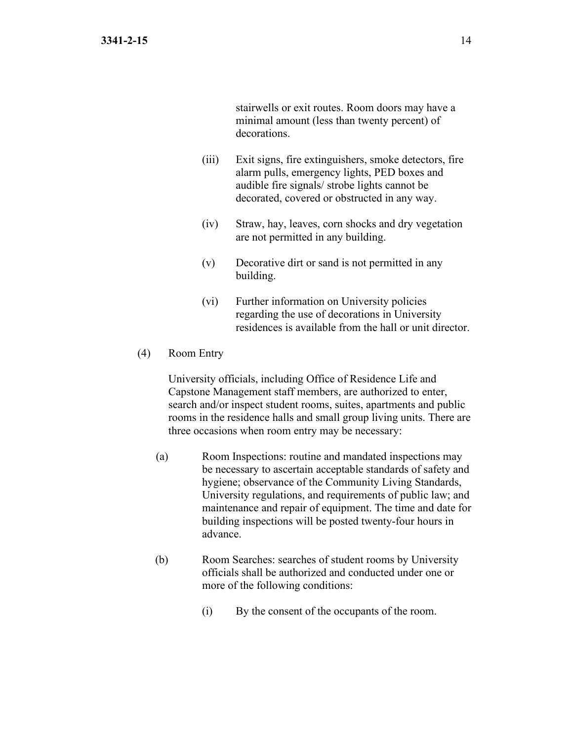stairwells or exit routes. Room doors may have a minimal amount (less than twenty percent) of decorations.

(iii) Exit signs, fire extinguishers, smoke detectors, fire alarm pulls, emergency lights, PED boxes and audible fire signals/ strobe lights cannot be decorated, covered or obstructed in any way.

(iv) Straw, hay, leaves, corn shocks and dry vegetation are not permitted in any building.

(v) Decorative dirt or sand is not permitted in any building.

(vi) Further information on University policies regarding the use of decorations in University residences is available from the hall or unit director.

(4) Room Entry

University officials, including Office of Residence Life and Capstone Management staff members, are authorized to enter, search and/or inspect student rooms, suites, apartments and public rooms in the residence halls and small group living units. There are three occasions when room entry may be necessary:

(a) Room Inspections: routine and mandated inspections may be necessary to ascertain acceptable standards of safety and hygiene; observance of the Community Living Standards, University regulations, and requirements of public law; and maintenance and repair of equipment. The time and date for building inspections will be posted twenty-four hours in advance.

(b) Room Searches: searches of student rooms by University officials shall be authorized and conducted under one or more of the following conditions:

(i) By the consent of the occupants of the room.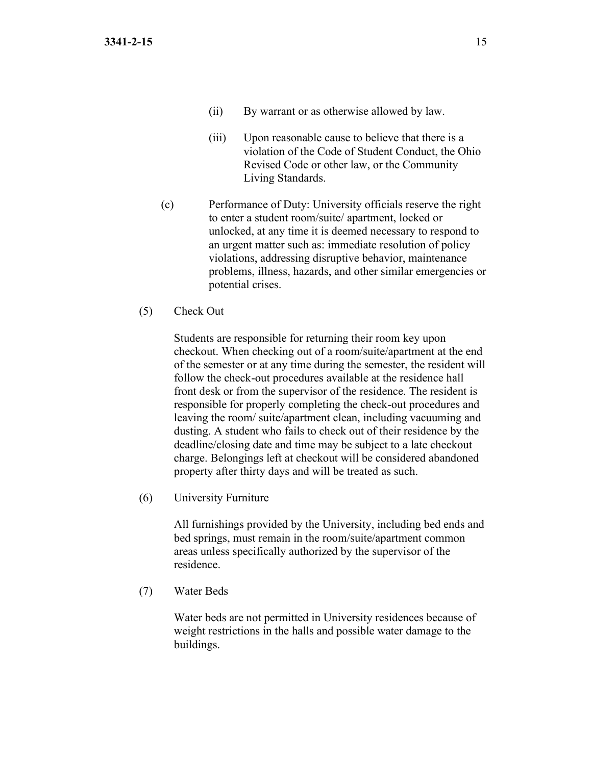(ii) By warrant or as otherwise allowed by law.

(iii) Upon reasonable cause to believe that there is a violation of the Code of Student Conduct, the Ohio Revised Code or other law, or the Community Living Standards.

(c) Performance of Duty: University officials reserve the right to enter a student room/suite/ apartment, locked or unlocked, at any time it is deemed necessary to respond to an urgent matter such as: immediate resolution of policy violations, addressing disruptive behavior, maintenance problems, illness, hazards, and other similar emergencies or potential crises.

(5) Check Out

Students are responsible for returning their room key upon checkout. When checking out of a room/suite/apartment at the end of the semester or at any time during the semester, the resident will follow the check-out procedures available at the residence hall front desk or from the supervisor of the residence. The resident is responsible for properly completing the check-out procedures and leaving the room/ suite/apartment clean, including vacuuming and dusting. A student who fails to check out of their residence by the deadline/closing date and time may be subject to a late checkout charge. Belongings left at checkout will be considered abandoned property after thirty days and will be treated as such.

(6) University Furniture

All furnishings provided by the University, including bed ends and bed springs, must remain in the room/suite/apartment common areas unless specifically authorized by the supervisor of the residence.

(7) Water Beds

Water beds are not permitted in University residences because of weight restrictions in the halls and possible water damage to the buildings.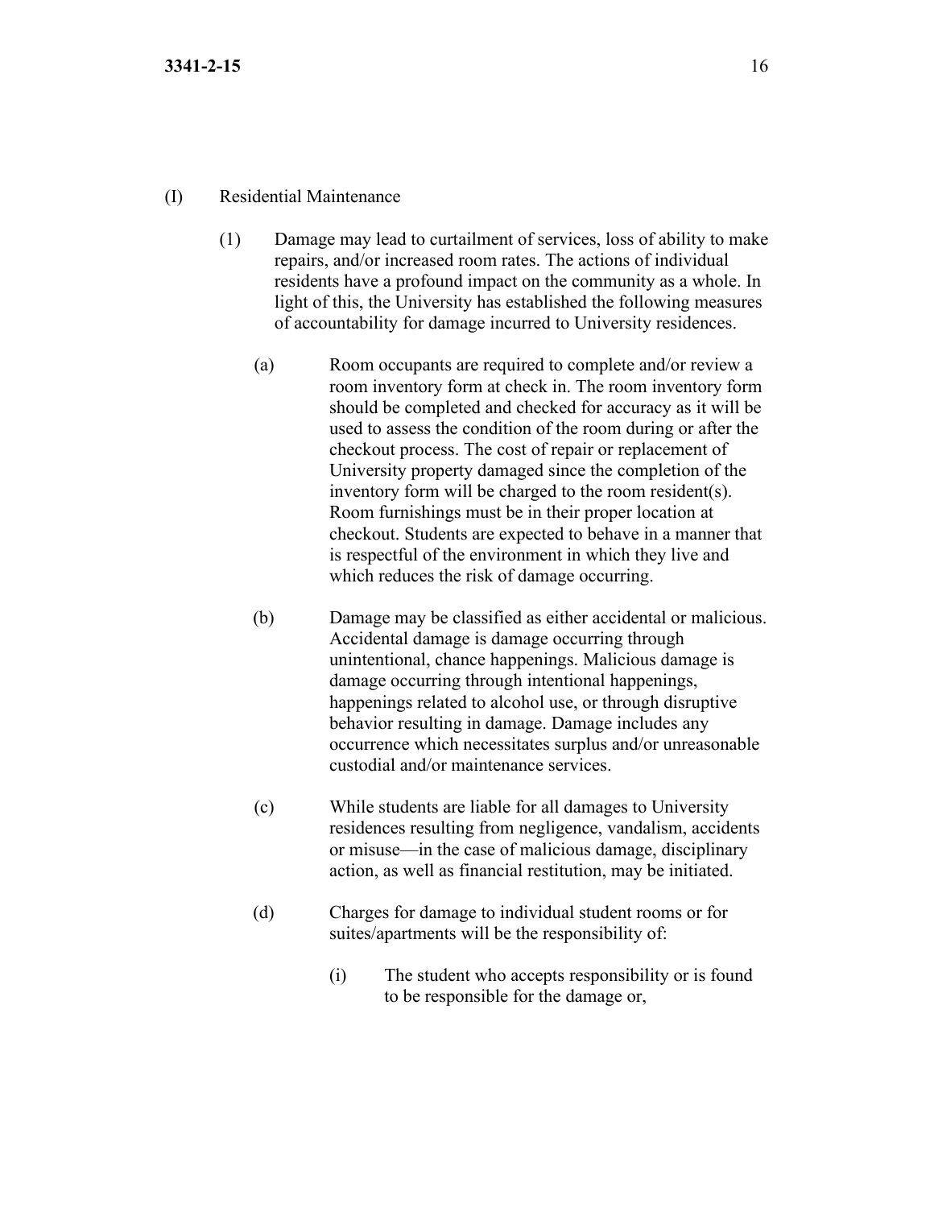(I) Residential Maintenance

(1) Damage may lead to curtailment of services, loss of ability to make repairs, and/or increased room rates. The actions of individual residents have a profound impact on the community as a whole. In light of this, the University has established the following measures of accountability for damage incurred to University residences.

(a) Room occupants are required to complete and/or review a room inventory form at check in. The room inventory form should be completed and checked for accuracy as it will be used to assess the condition of the room during or after the checkout process. The cost of repair or replacement of University property damaged since the completion of the inventory form will be charged to the room resident(s). Room furnishings must be in their proper location at checkout. Students are expected to behave in a manner that is respectful of the environment in which they live and which reduces the risk of damage occurring.

(b) Damage may be classified as either accidental or malicious. Accidental damage is damage occurring through unintentional, chance happenings. Malicious damage is damage occurring through intentional happenings, happenings related to alcohol use, or through disruptive behavior resulting in damage. Damage includes any occurrence which necessitates surplus and/or unreasonable custodial and/or maintenance services.

(c) While students are liable for all damages to University residences resulting from negligence, vandalism, accidents or misuse—in the case of malicious damage, disciplinary action, as well as financial restitution, may be initiated.

(d) Charges for damage to individual student rooms or for suites/apartments will be the responsibility of:

(i) The student who accepts responsibility or is found to be responsible for the damage or,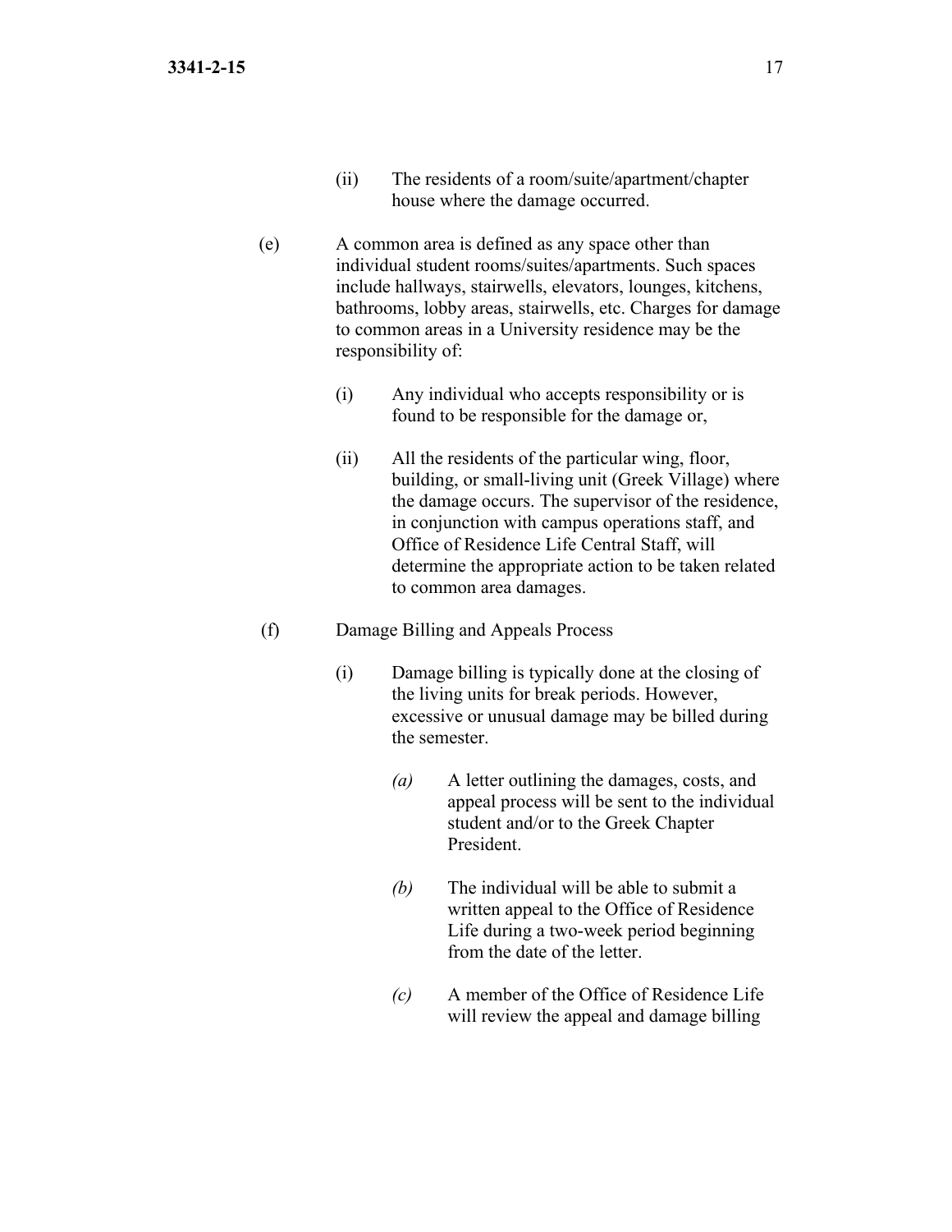(ii) The residents of a room/suite/apartment/chapter house where the damage occurred.

(e) A common area is defined as any space other than individual student rooms/suites/apartments. Such spaces include hallways, stairwells, elevators, lounges, kitchens, bathrooms, lobby areas, stairwells, etc. Charges for damage to common areas in a University residence may be the responsibility of:

(i) Any individual who accepts responsibility or is found to be responsible for the damage or,

(ii) All the residents of the particular wing, floor, building, or small-living unit (Greek Village) where the damage occurs. The supervisor of the residence, in conjunction with campus operations staff, and Office of Residence Life Central Staff, will determine the appropriate action to be taken related to common area damages.

(f) Damage Billing and Appeals Process

(i) Damage billing is typically done at the closing of the living units for break periods. However, excessive or unusual damage may be billed during the semester.

*(a)* A letter outlining the damages, costs, and appeal process will be sent to the individual student and/or to the Greek Chapter President.

*(b)* The individual will be able to submit a written appeal to the Office of Residence Life during a two-week period beginning from the date of the letter.

*(c)* A member of the Office of Residence Life will review the appeal and damage billing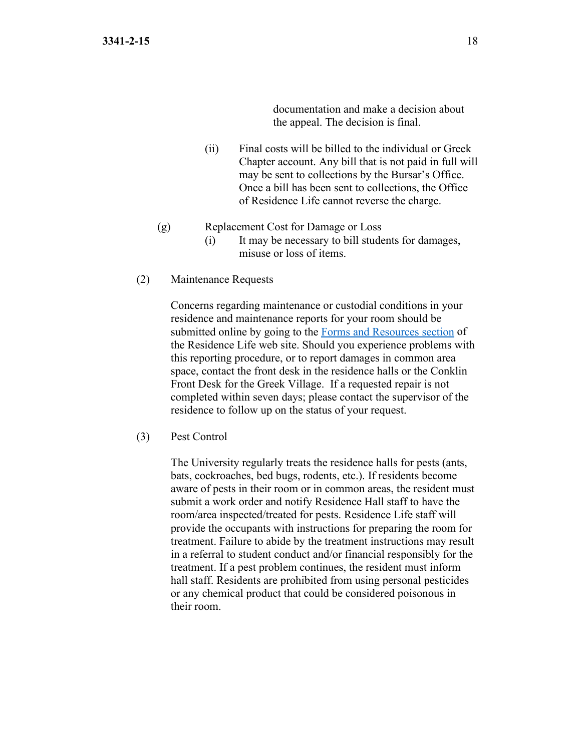documentation and make a decision about the appeal. The decision is final.

(ii) Final costs will be billed to the individual or Greek Chapter account. Any bill that is not paid in full will may be sent to collections by the Bursar's Office. Once a bill has been sent to collections, the Office of Residence Life cannot reverse the charge.

(g) Replacement Cost for Damage or Loss

(i) It may be necessary to bill students for damages, misuse or loss of items.

(2) Maintenance Requests

Concerns regarding maintenance or custodial conditions in your residence and maintenance reports for your room should be submitted online by going to the [Forms and Resources section](#) of the Residence Life web site. Should you experience problems with this reporting procedure, or to report damages in common area space, contact the front desk in the residence halls or the Conklin Front Desk for the Greek Village. If a requested repair is not completed within seven days; please contact the supervisor of the residence to follow up on the status of your request.

(3) Pest Control

The University regularly treats the residence halls for pests (ants, bats, cockroaches, bed bugs, rodents, etc.). If residents become aware of pests in their room or in common areas, the resident must submit a work order and notify Residence Hall staff to have the room/area inspected/treated for pests. Residence Life staff will provide the occupants with instructions for preparing the room for treatment. Failure to abide by the treatment instructions may result in a referral to student conduct and/or financial responsibly for the treatment. If a pest problem continues, the resident must inform hall staff. Residents are prohibited from using personal pesticides or any chemical product that could be considered poisonous in their room.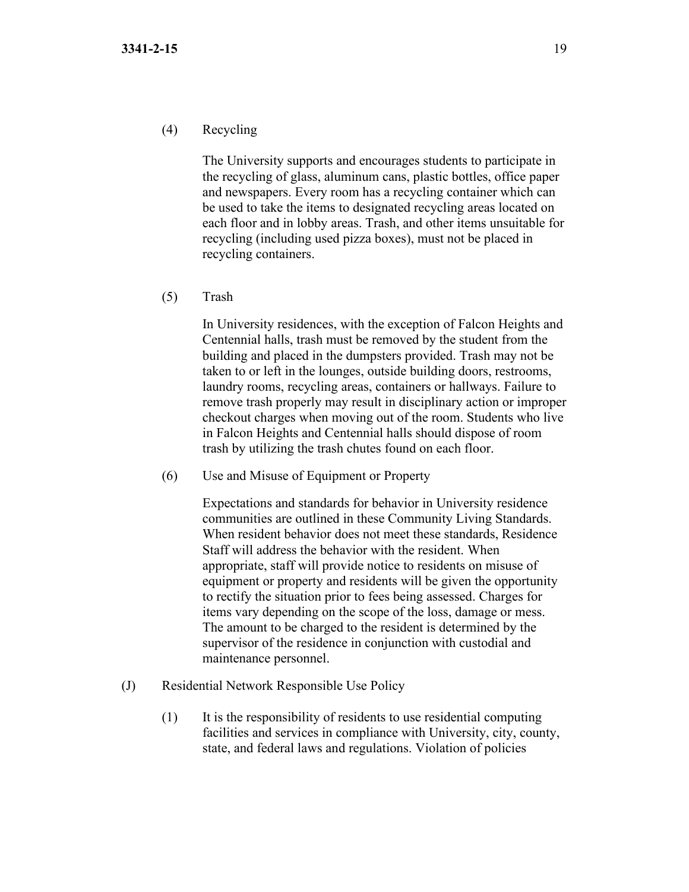(4) Recycling

The University supports and encourages students to participate in the recycling of glass, aluminum cans, plastic bottles, office paper and newspapers. Every room has a recycling container which can be used to take the items to designated recycling areas located on each floor and in lobby areas. Trash, and other items unsuitable for recycling (including used pizza boxes), must not be placed in recycling containers.

(5) Trash

In University residences, with the exception of Falcon Heights and Centennial halls, trash must be removed by the student from the building and placed in the dumpsters provided. Trash may not be taken to or left in the lounges, outside building doors, restrooms, laundry rooms, recycling areas, containers or hallways. Failure to remove trash properly may result in disciplinary action or improper checkout charges when moving out of the room. Students who live in Falcon Heights and Centennial halls should dispose of room trash by utilizing the trash chutes found on each floor.

(6) Use and Misuse of Equipment or Property

Expectations and standards for behavior in University residence communities are outlined in these Community Living Standards. When resident behavior does not meet these standards, Residence Staff will address the behavior with the resident. When appropriate, staff will provide notice to residents on misuse of equipment or property and residents will be given the opportunity to rectify the situation prior to fees being assessed. Charges for items vary depending on the scope of the loss, damage or mess. The amount to be charged to the resident is determined by the supervisor of the residence in conjunction with custodial and maintenance personnel.

(J) Residential Network Responsible Use Policy

(1) It is the responsibility of residents to use residential computing facilities and services in compliance with University, city, county, state, and federal laws and regulations. Violation of policies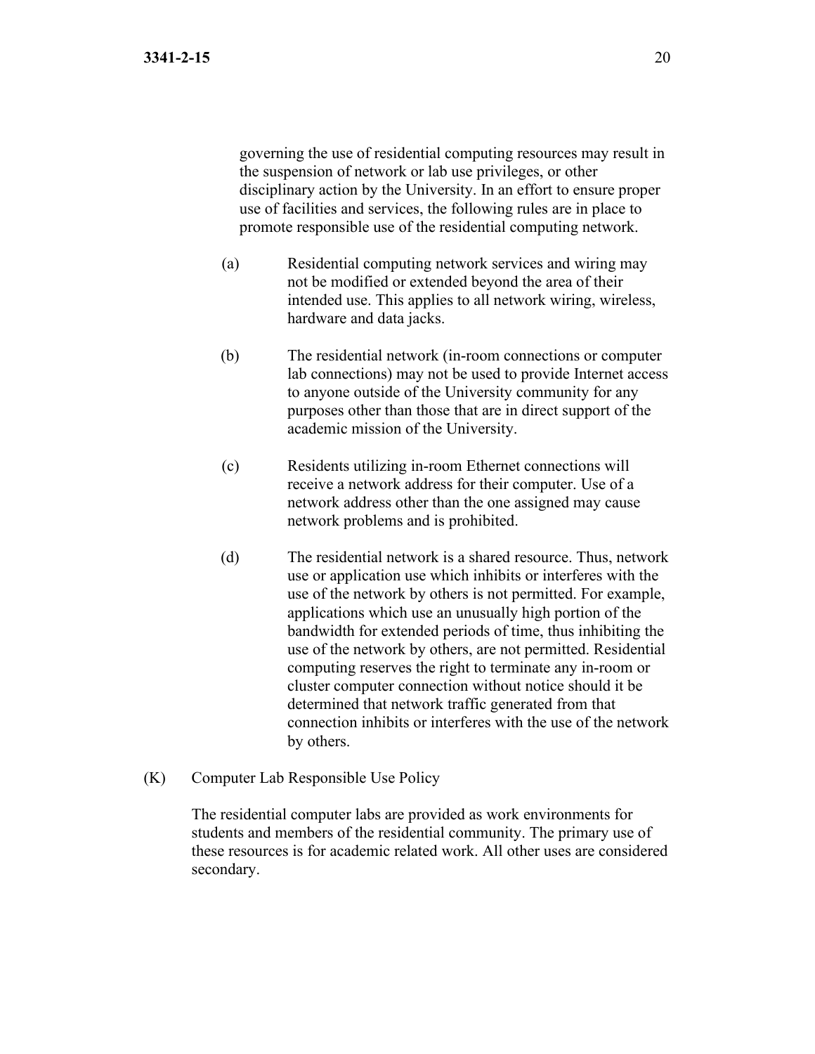governing the use of residential computing resources may result in the suspension of network or lab use privileges, or other disciplinary action by the University. In an effort to ensure proper use of facilities and services, the following rules are in place to promote responsible use of the residential computing network.

(a) Residential computing network services and wiring may not be modified or extended beyond the area of their intended use. This applies to all network wiring, wireless, hardware and data jacks.

(b) The residential network (in-room connections or computer lab connections) may not be used to provide Internet access to anyone outside of the University community for any purposes other than those that are in direct support of the academic mission of the University.

(c) Residents utilizing in-room Ethernet connections will receive a network address for their computer. Use of a network address other than the one assigned may cause network problems and is prohibited.

(d) The residential network is a shared resource. Thus, network use or application use which inhibits or interferes with the use of the network by others is not permitted. For example, applications which use an unusually high portion of the bandwidth for extended periods of time, thus inhibiting the use of the network by others, are not permitted. Residential computing reserves the right to terminate any in-room or cluster computer connection without notice should it be determined that network traffic generated from that connection inhibits or interferes with the use of the network by others.

(K) Computer Lab Responsible Use Policy

The residential computer labs are provided as work environments for students and members of the residential community. The primary use of these resources is for academic related work. All other uses are considered secondary.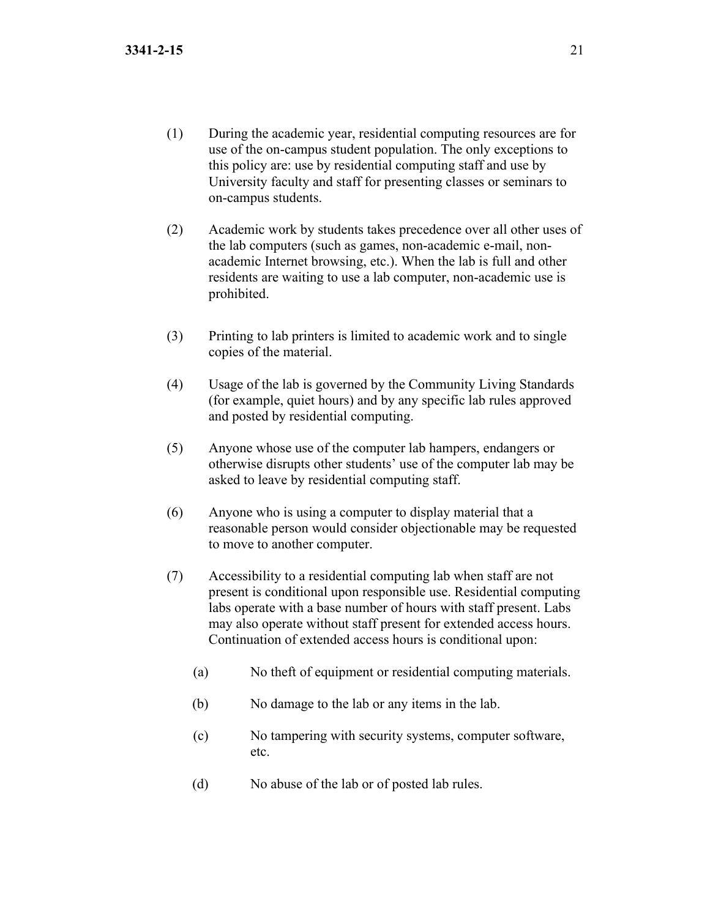(1) During the academic year, residential computing resources are for use of the on-campus student population. The only exceptions to this policy are: use by residential computing staff and use by University faculty and staff for presenting classes or seminars to on-campus students.

(2) Academic work by students takes precedence over all other uses of the lab computers (such as games, non-academic e-mail, non-academic Internet browsing, etc.). When the lab is full and other residents are waiting to use a lab computer, non-academic use is prohibited.

(3) Printing to lab printers is limited to academic work and to single copies of the material.

(4) Usage of the lab is governed by the Community Living Standards (for example, quiet hours) and by any specific lab rules approved and posted by residential computing.

(5) Anyone whose use of the computer lab hampers, endangers or otherwise disrupts other students' use of the computer lab may be asked to leave by residential computing staff.

(6) Anyone who is using a computer to display material that a reasonable person would consider objectionable may be requested to move to another computer.

(7) Accessibility to a residential computing lab when staff are not present is conditional upon responsible use. Residential computing labs operate with a base number of hours with staff present. Labs may also operate without staff present for extended access hours. Continuation of extended access hours is conditional upon:

   (a) No theft of equipment or residential computing materials.

   (b) No damage to the lab or any items in the lab.

   (c) No tampering with security systems, computer software, etc.

   (d) No abuse of the lab or of posted lab rules.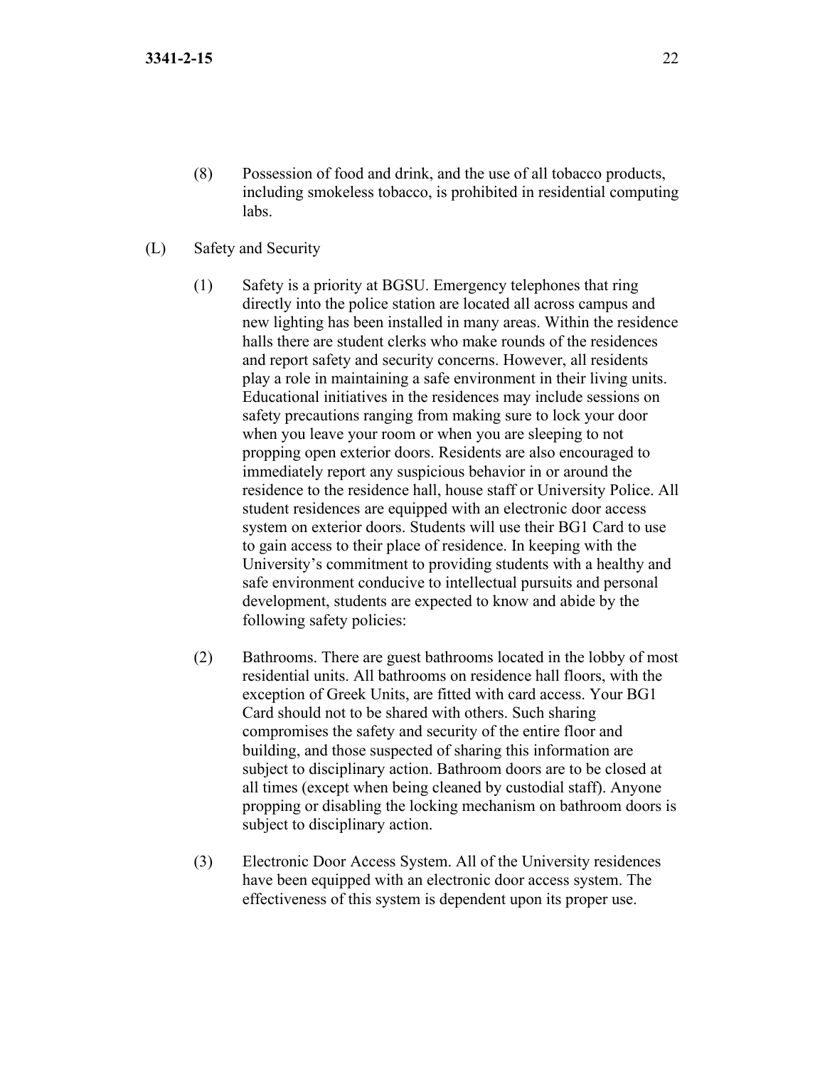(8) Possession of food and drink, and the use of all tobacco products, including smokeless tobacco, is prohibited in residential computing labs.

(L) Safety and Security

(1) Safety is a priority at BGSU. Emergency telephones that ring directly into the police station are located all across campus and new lighting has been installed in many areas. Within the residence halls there are student clerks who make rounds of the residences and report safety and security concerns. However, all residents play a role in maintaining a safe environment in their living units. Educational initiatives in the residences may include sessions on safety precautions ranging from making sure to lock your door when you leave your room or when you are sleeping to not propping open exterior doors. Residents are also encouraged to immediately report any suspicious behavior in or around the residence to the residence hall, house staff or University Police. All student residences are equipped with an electronic door access system on exterior doors. Students will use their BG1 Card to use to gain access to their place of residence. In keeping with the University's commitment to providing students with a healthy and safe environment conducive to intellectual pursuits and personal development, students are expected to know and abide by the following safety policies:

(2) Bathrooms. There are guest bathrooms located in the lobby of most residential units. All bathrooms on residence hall floors, with the exception of Greek Units, are fitted with card access. Your BG1 Card should not to be shared with others. Such sharing compromises the safety and security of the entire floor and building, and those suspected of sharing this information are subject to disciplinary action. Bathroom doors are to be closed at all times (except when being cleaned by custodial staff). Anyone propping or disabling the locking mechanism on bathroom doors is subject to disciplinary action.

(3) Electronic Door Access System. All of the University residences have been equipped with an electronic door access system. The effectiveness of this system is dependent upon its proper use.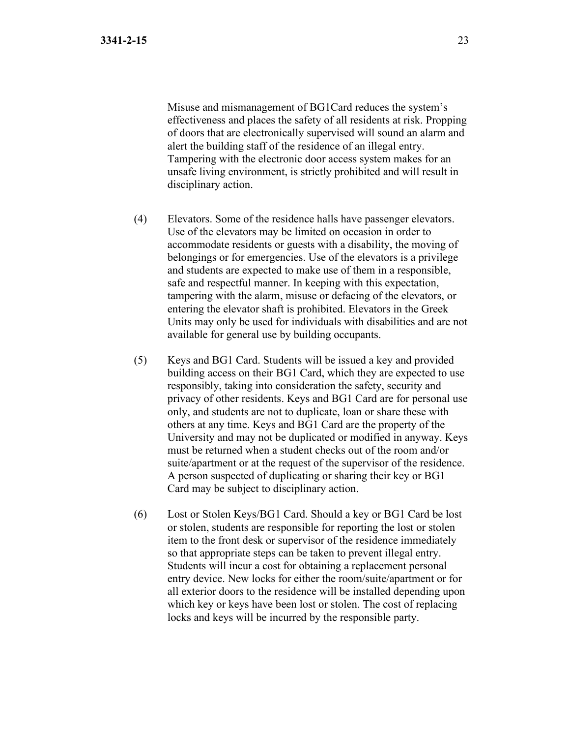Misuse and mismanagement of BG1Card reduces the system's effectiveness and places the safety of all residents at risk. Propping of doors that are electronically supervised will sound an alarm and alert the building staff of the residence of an illegal entry. Tampering with the electronic door access system makes for an unsafe living environment, is strictly prohibited and will result in disciplinary action.

(4) Elevators. Some of the residence halls have passenger elevators. Use of the elevators may be limited on occasion in order to accommodate residents or guests with a disability, the moving of belongings or for emergencies. Use of the elevators is a privilege and students are expected to make use of them in a responsible, safe and respectful manner. In keeping with this expectation, tampering with the alarm, misuse or defacing of the elevators, or entering the elevator shaft is prohibited. Elevators in the Greek Units may only be used for individuals with disabilities and are not available for general use by building occupants.

(5) Keys and BG1 Card. Students will be issued a key and provided building access on their BG1 Card, which they are expected to use responsibly, taking into consideration the safety, security and privacy of other residents. Keys and BG1 Card are for personal use only, and students are not to duplicate, loan or share these with others at any time. Keys and BG1 Card are the property of the University and may not be duplicated or modified in anyway. Keys must be returned when a student checks out of the room and/or suite/apartment or at the request of the supervisor of the residence. A person suspected of duplicating or sharing their key or BG1 Card may be subject to disciplinary action.

(6) Lost or Stolen Keys/BG1 Card. Should a key or BG1 Card be lost or stolen, students are responsible for reporting the lost or stolen item to the front desk or supervisor of the residence immediately so that appropriate steps can be taken to prevent illegal entry. Students will incur a cost for obtaining a replacement personal entry device. New locks for either the room/suite/apartment or for all exterior doors to the residence will be installed depending upon which key or keys have been lost or stolen. The cost of replacing locks and keys will be incurred by the responsible party.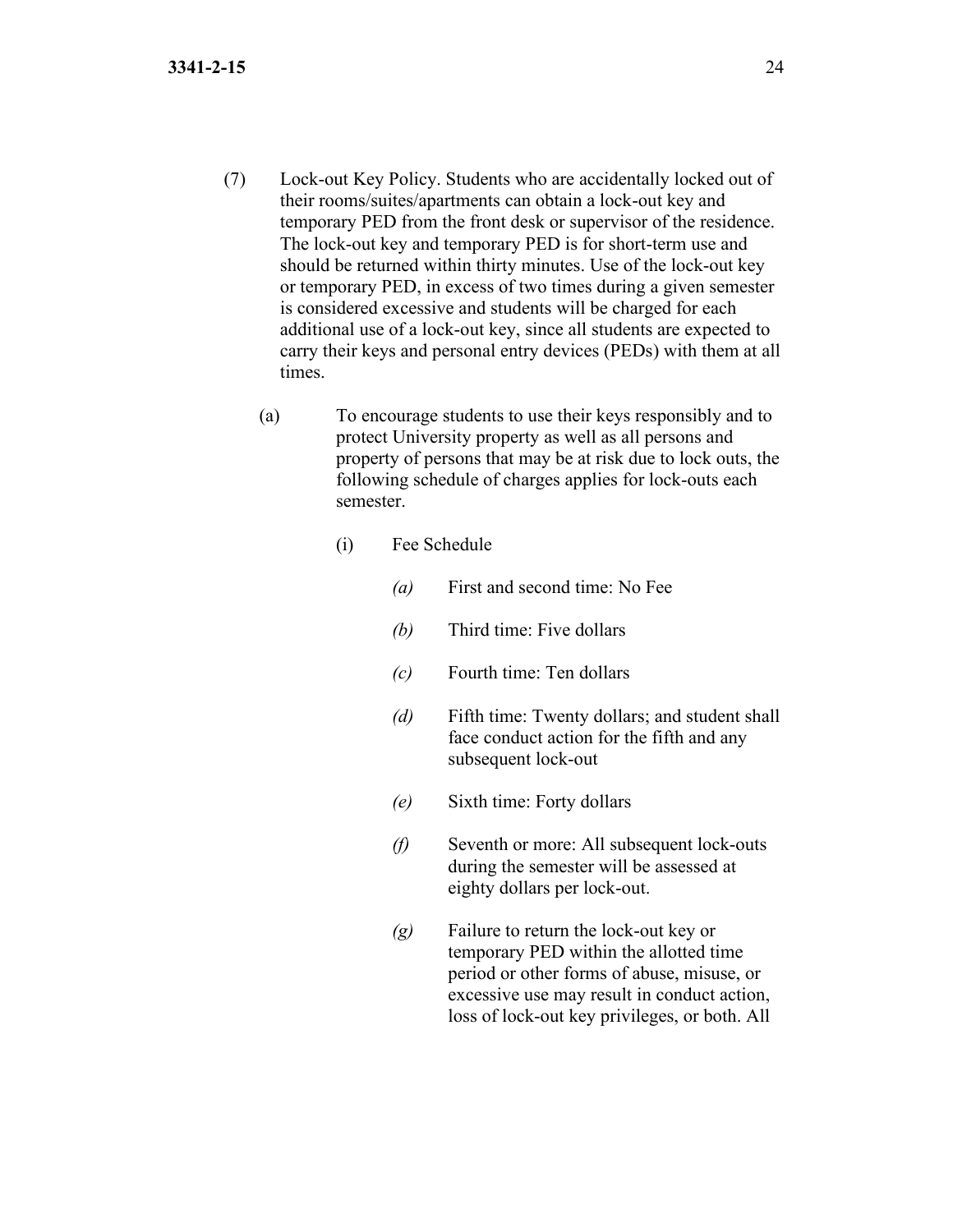(7) Lock-out Key Policy. Students who are accidentally locked out of their rooms/suites/apartments can obtain a lock-out key and temporary PED from the front desk or supervisor of the residence. The lock-out key and temporary PED is for short-term use and should be returned within thirty minutes. Use of the lock-out key or temporary PED, in excess of two times during a given semester is considered excessive and students will be charged for each additional use of a lock-out key, since all students are expected to carry their keys and personal entry devices (PEDs) with them at all times.

   (a) To encourage students to use their keys responsibly and to protect University property as well as all persons and property of persons that may be at risk due to lock outs, the following schedule of charges applies for lock-outs each semester.

      (i) Fee Schedule

         *(a)* First and second time: No Fee

         *(b)* Third time: Five dollars

         *(c)* Fourth time: Ten dollars

         *(d)* Fifth time: Twenty dollars; and student shall face conduct action for the fifth and any subsequent lock-out

         *(e)* Sixth time: Forty dollars

         *(f)* Seventh or more: All subsequent lock-outs during the semester will be assessed at eighty dollars per lock-out.

         *(g)* Failure to return the lock-out key or temporary PED within the allotted time period or other forms of abuse, misuse, or excessive use may result in conduct action, loss of lock-out key privileges, or both. All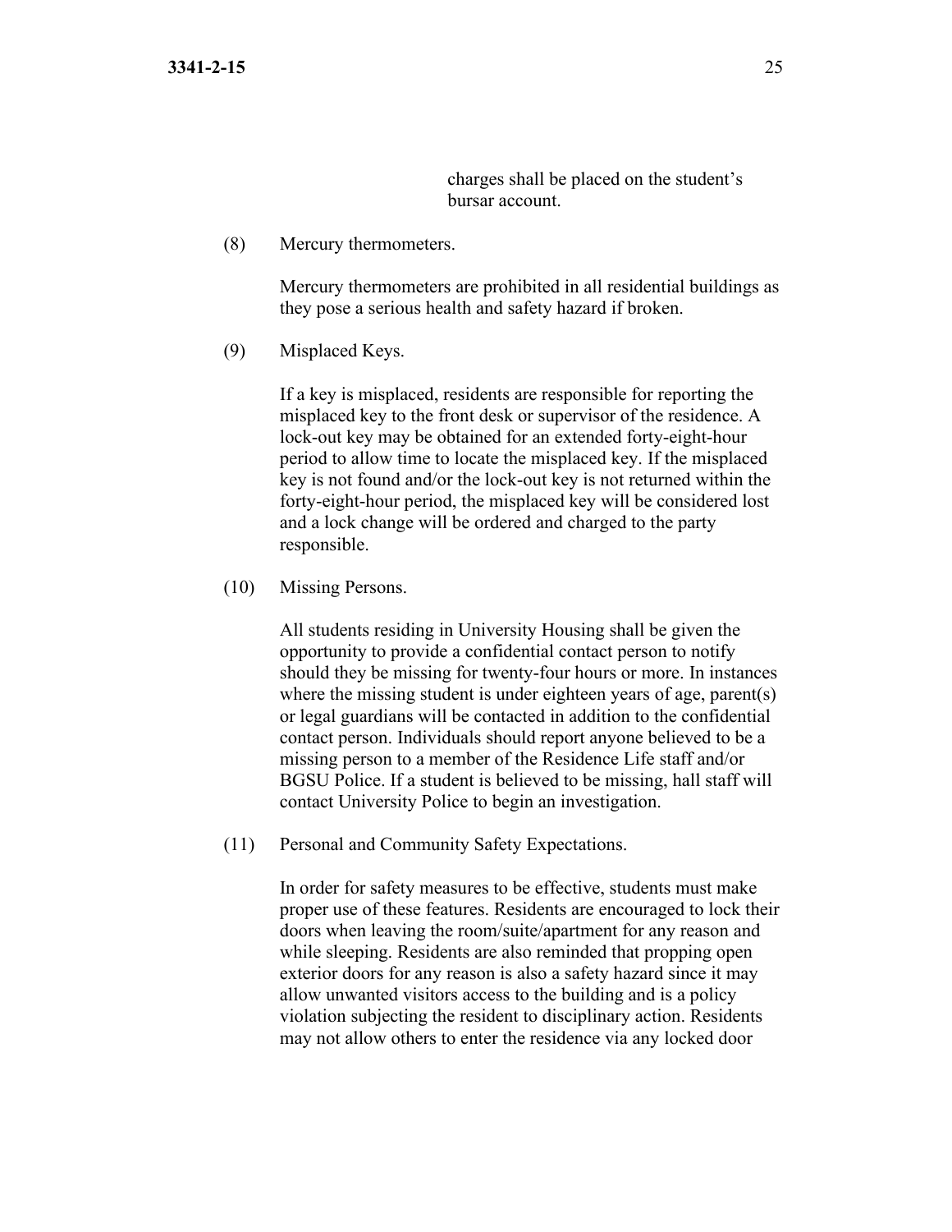charges shall be placed on the student's bursar account.

(8) Mercury thermometers.

Mercury thermometers are prohibited in all residential buildings as they pose a serious health and safety hazard if broken.

(9) Misplaced Keys.

If a key is misplaced, residents are responsible for reporting the misplaced key to the front desk or supervisor of the residence. A lock-out key may be obtained for an extended forty-eight-hour period to allow time to locate the misplaced key. If the misplaced key is not found and/or the lock-out key is not returned within the forty-eight-hour period, the misplaced key will be considered lost and a lock change will be ordered and charged to the party responsible.

(10) Missing Persons.

All students residing in University Housing shall be given the opportunity to provide a confidential contact person to notify should they be missing for twenty-four hours or more. In instances where the missing student is under eighteen years of age, parent(s) or legal guardians will be contacted in addition to the confidential contact person. Individuals should report anyone believed to be a missing person to a member of the Residence Life staff and/or BGSU Police. If a student is believed to be missing, hall staff will contact University Police to begin an investigation.

(11) Personal and Community Safety Expectations.

In order for safety measures to be effective, students must make proper use of these features. Residents are encouraged to lock their doors when leaving the room/suite/apartment for any reason and while sleeping. Residents are also reminded that propping open exterior doors for any reason is also a safety hazard since it may allow unwanted visitors access to the building and is a policy violation subjecting the resident to disciplinary action. Residents may not allow others to enter the residence via any locked door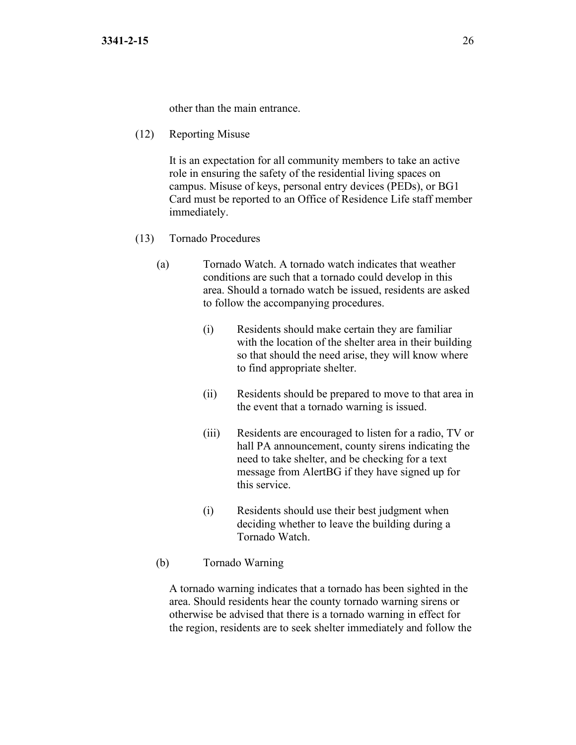other than the main entrance.

(12) Reporting Misuse

It is an expectation for all community members to take an active role in ensuring the safety of the residential living spaces on campus. Misuse of keys, personal entry devices (PEDs), or BG1 Card must be reported to an Office of Residence Life staff member immediately.

(13) Tornado Procedures

(a) Tornado Watch. A tornado watch indicates that weather conditions are such that a tornado could develop in this area. Should a tornado watch be issued, residents are asked to follow the accompanying procedures.

(i) Residents should make certain they are familiar with the location of the shelter area in their building so that should the need arise, they will know where to find appropriate shelter.

(ii) Residents should be prepared to move to that area in the event that a tornado warning is issued.

(iii) Residents are encouraged to listen for a radio, TV or hall PA announcement, county sirens indicating the need to take shelter, and be checking for a text message from AlertBG if they have signed up for this service.

(i) Residents should use their best judgment when deciding whether to leave the building during a Tornado Watch.

(b) Tornado Warning

A tornado warning indicates that a tornado has been sighted in the area. Should residents hear the county tornado warning sirens or otherwise be advised that there is a tornado warning in effect for the region, residents are to seek shelter immediately and follow the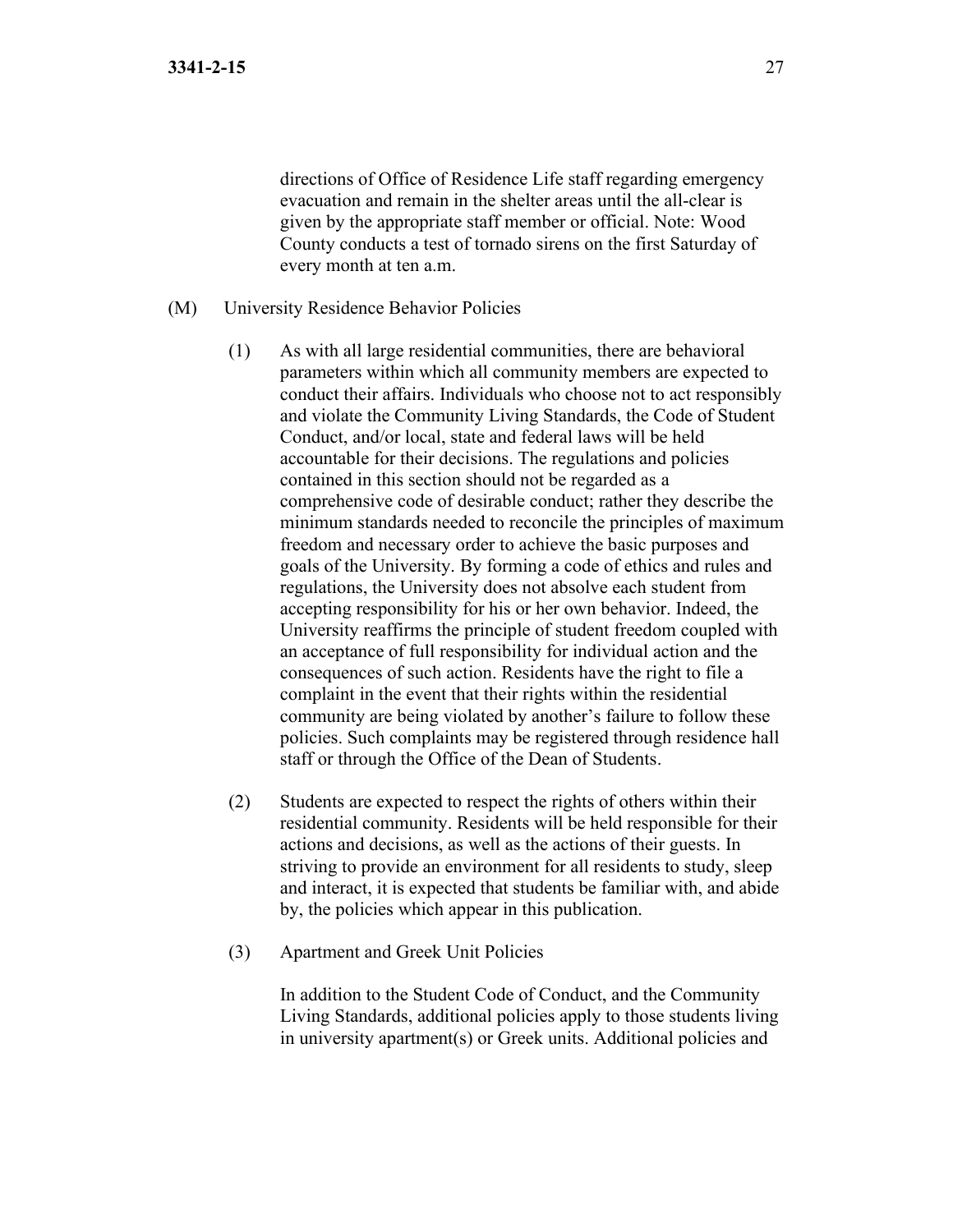directions of Office of Residence Life staff regarding emergency evacuation and remain in the shelter areas until the all-clear is given by the appropriate staff member or official. Note: Wood County conducts a test of tornado sirens on the first Saturday of every month at ten a.m.

(M) University Residence Behavior Policies

(1) As with all large residential communities, there are behavioral parameters within which all community members are expected to conduct their affairs. Individuals who choose not to act responsibly and violate the Community Living Standards, the Code of Student Conduct, and/or local, state and federal laws will be held accountable for their decisions. The regulations and policies contained in this section should not be regarded as a comprehensive code of desirable conduct; rather they describe the minimum standards needed to reconcile the principles of maximum freedom and necessary order to achieve the basic purposes and goals of the University. By forming a code of ethics and rules and regulations, the University does not absolve each student from accepting responsibility for his or her own behavior. Indeed, the University reaffirms the principle of student freedom coupled with an acceptance of full responsibility for individual action and the consequences of such action. Residents have the right to file a complaint in the event that their rights within the residential community are being violated by another's failure to follow these policies. Such complaints may be registered through residence hall staff or through the Office of the Dean of Students.

(2) Students are expected to respect the rights of others within their residential community. Residents will be held responsible for their actions and decisions, as well as the actions of their guests. In striving to provide an environment for all residents to study, sleep and interact, it is expected that students be familiar with, and abide by, the policies which appear in this publication.

(3) Apartment and Greek Unit Policies

In addition to the Student Code of Conduct, and the Community Living Standards, additional policies apply to those students living in university apartment(s) or Greek units. Additional policies and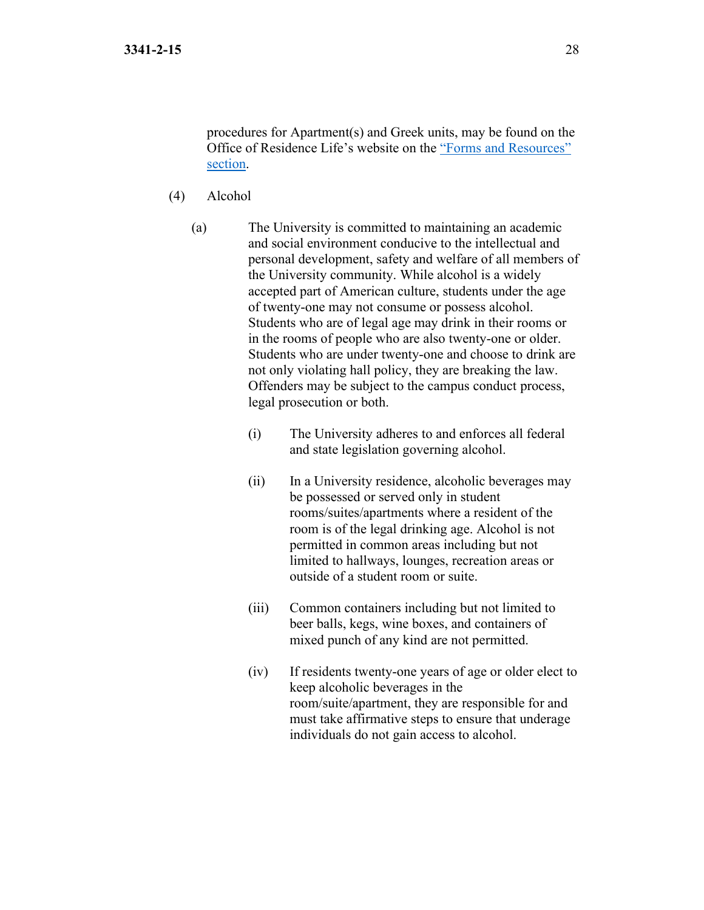procedures for Apartment(s) and Greek units, may be found on the Office of Residence Life's website on the [“Forms and Resources” section](#).

(4) Alcohol

(a) The University is committed to maintaining an academic and social environment conducive to the intellectual and personal development, safety and welfare of all members of the University community. While alcohol is a widely accepted part of American culture, students under the age of twenty-one may not consume or possess alcohol. Students who are of legal age may drink in their rooms or in the rooms of people who are also twenty-one or older. Students who are under twenty-one and choose to drink are not only violating hall policy, they are breaking the law. Offenders may be subject to the campus conduct process, legal prosecution or both.

(i) The University adheres to and enforces all federal and state legislation governing alcohol.

(ii) In a University residence, alcoholic beverages may be possessed or served only in student rooms/suites/apartments where a resident of the room is of the legal drinking age. Alcohol is not permitted in common areas including but not limited to hallways, lounges, recreation areas or outside of a student room or suite.

(iii) Common containers including but not limited to beer balls, kegs, wine boxes, and containers of mixed punch of any kind are not permitted.

(iv) If residents twenty-one years of age or older elect to keep alcoholic beverages in the room/suite/apartment, they are responsible for and must take affirmative steps to ensure that underage individuals do not gain access to alcohol.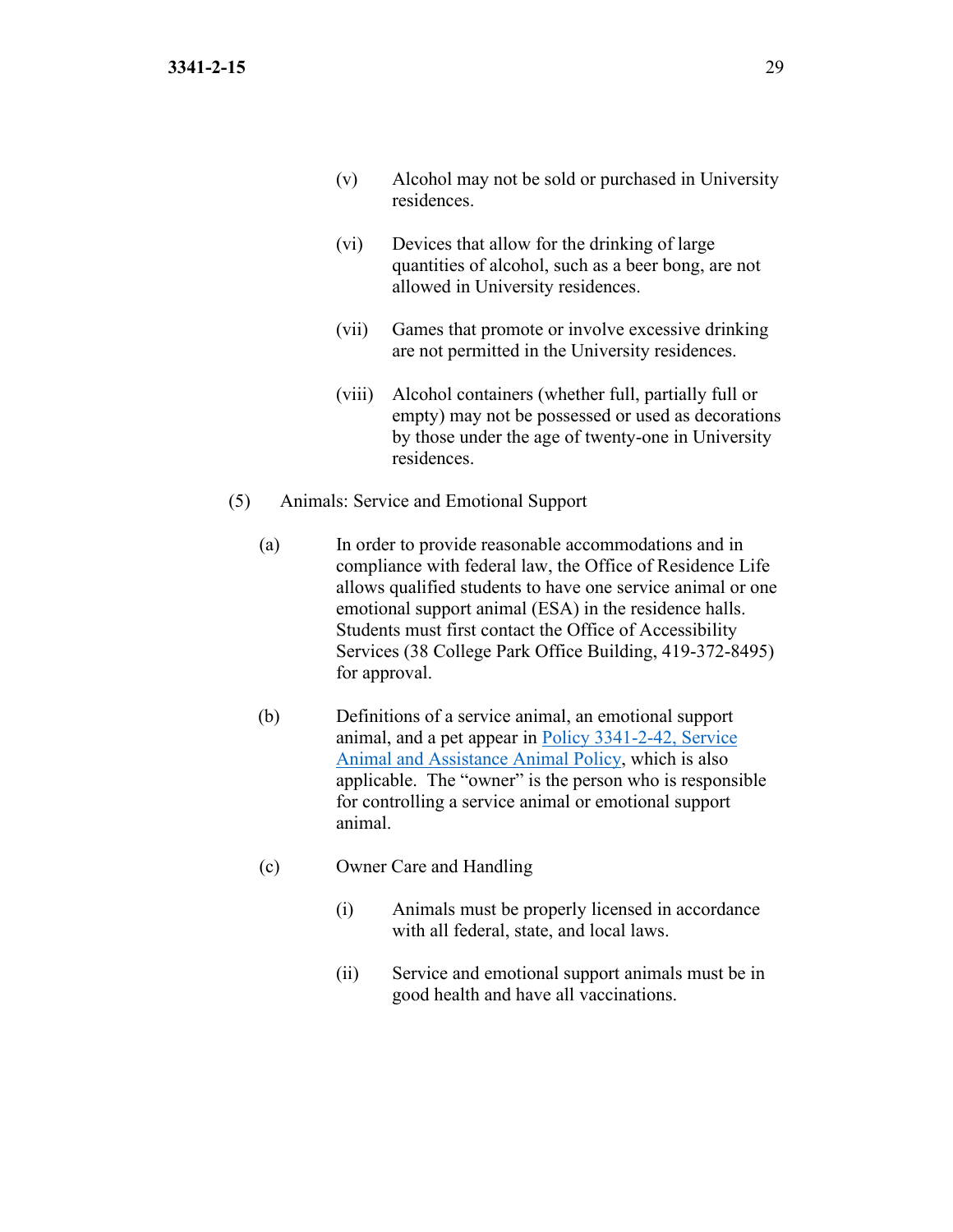(v) Alcohol may not be sold or purchased in University residences.

(vi) Devices that allow for the drinking of large quantities of alcohol, such as a beer bong, are not allowed in University residences.

(vii) Games that promote or involve excessive drinking are not permitted in the University residences.

(viii) Alcohol containers (whether full, partially full or empty) may not be possessed or used as decorations by those under the age of twenty-one in University residences.

(5) Animals: Service and Emotional Support

(a) In order to provide reasonable accommodations and in compliance with federal law, the Office of Residence Life allows qualified students to have one service animal or one emotional support animal (ESA) in the residence halls. Students must first contact the Office of Accessibility Services (38 College Park Office Building, 419-372-8495) for approval.

(b) Definitions of a service animal, an emotional support animal, and a pet appear in Policy 3341-2-42, Service Animal and Assistance Animal Policy, which is also applicable. The "owner" is the person who is responsible for controlling a service animal or emotional support animal.

(c) Owner Care and Handling

(i) Animals must be properly licensed in accordance with all federal, state, and local laws.

(ii) Service and emotional support animals must be in good health and have all vaccinations.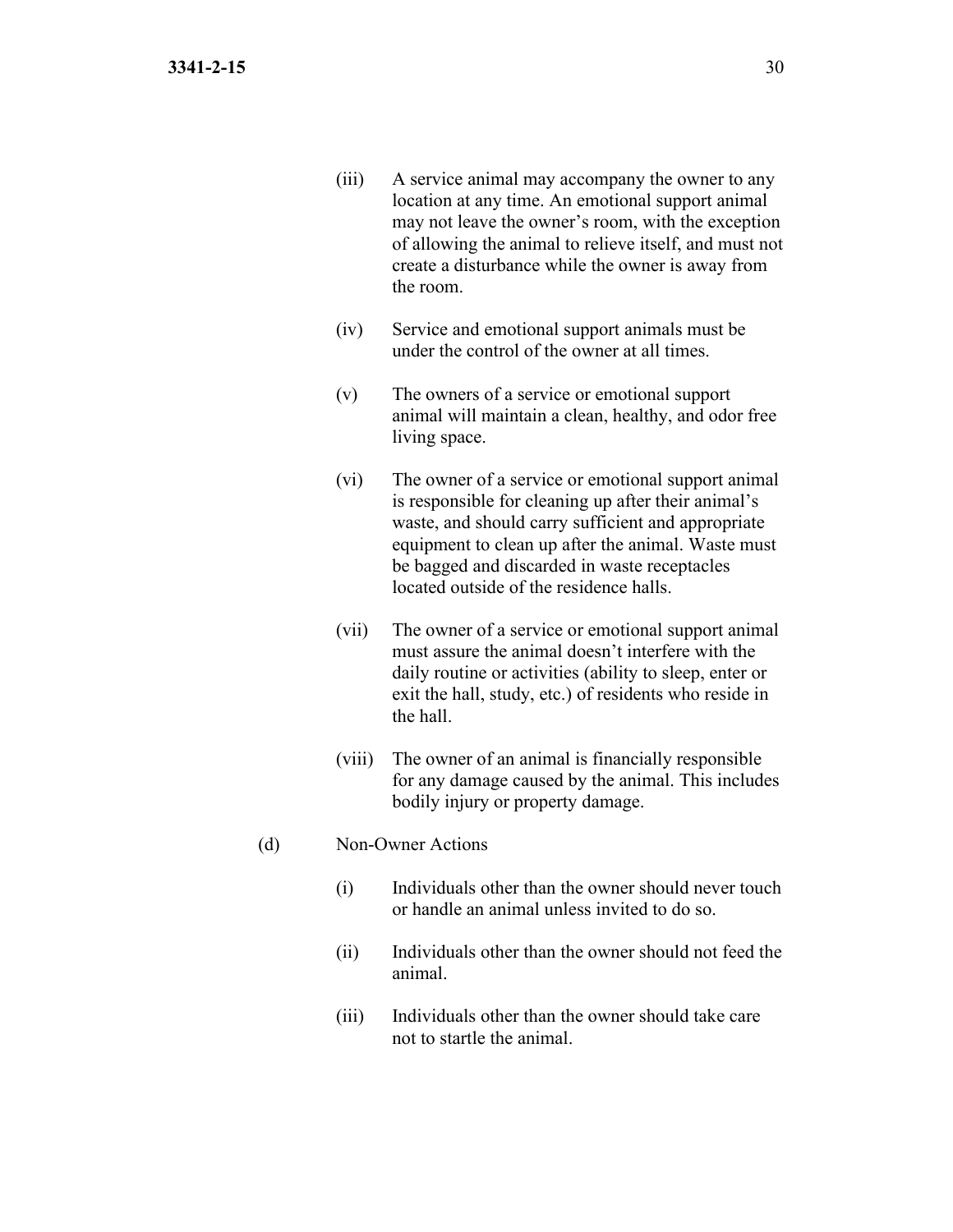(iii) A service animal may accompany the owner to any location at any time. An emotional support animal may not leave the owner's room, with the exception of allowing the animal to relieve itself, and must not create a disturbance while the owner is away from the room.

(iv) Service and emotional support animals must be under the control of the owner at all times.

(v) The owners of a service or emotional support animal will maintain a clean, healthy, and odor free living space.

(vi) The owner of a service or emotional support animal is responsible for cleaning up after their animal's waste, and should carry sufficient and appropriate equipment to clean up after the animal. Waste must be bagged and discarded in waste receptacles located outside of the residence halls.

(vii) The owner of a service or emotional support animal must assure the animal doesn't interfere with the daily routine or activities (ability to sleep, enter or exit the hall, study, etc.) of residents who reside in the hall.

(viii) The owner of an animal is financially responsible for any damage caused by the animal. This includes bodily injury or property damage.

(d) Non-Owner Actions

(i) Individuals other than the owner should never touch or handle an animal unless invited to do so.

(ii) Individuals other than the owner should not feed the animal.

(iii) Individuals other than the owner should take care not to startle the animal.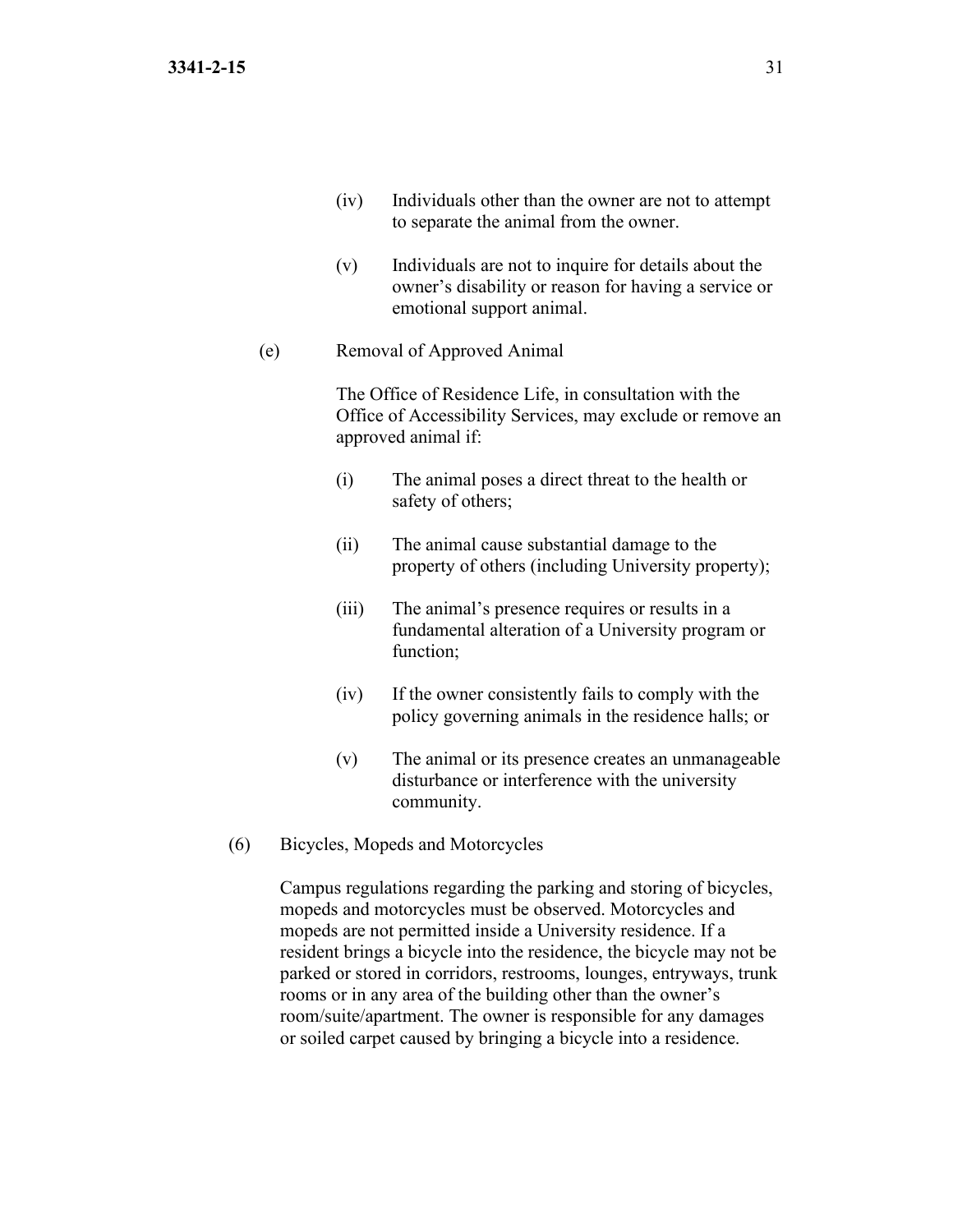(iv) Individuals other than the owner are not to attempt to separate the animal from the owner.

(v) Individuals are not to inquire for details about the owner's disability or reason for having a service or emotional support animal.

(e) Removal of Approved Animal

The Office of Residence Life, in consultation with the Office of Accessibility Services, may exclude or remove an approved animal if:

(i) The animal poses a direct threat to the health or safety of others;

(ii) The animal cause substantial damage to the property of others (including University property);

(iii) The animal's presence requires or results in a fundamental alteration of a University program or function;

(iv) If the owner consistently fails to comply with the policy governing animals in the residence halls; or

(v) The animal or its presence creates an unmanageable disturbance or interference with the university community.

(6) Bicycles, Mopeds and Motorcycles

Campus regulations regarding the parking and storing of bicycles, mopeds and motorcycles must be observed. Motorcycles and mopeds are not permitted inside a University residence. If a resident brings a bicycle into the residence, the bicycle may not be parked or stored in corridors, restrooms, lounges, entryways, trunk rooms or in any area of the building other than the owner's room/suite/apartment. The owner is responsible for any damages or soiled carpet caused by bringing a bicycle into a residence.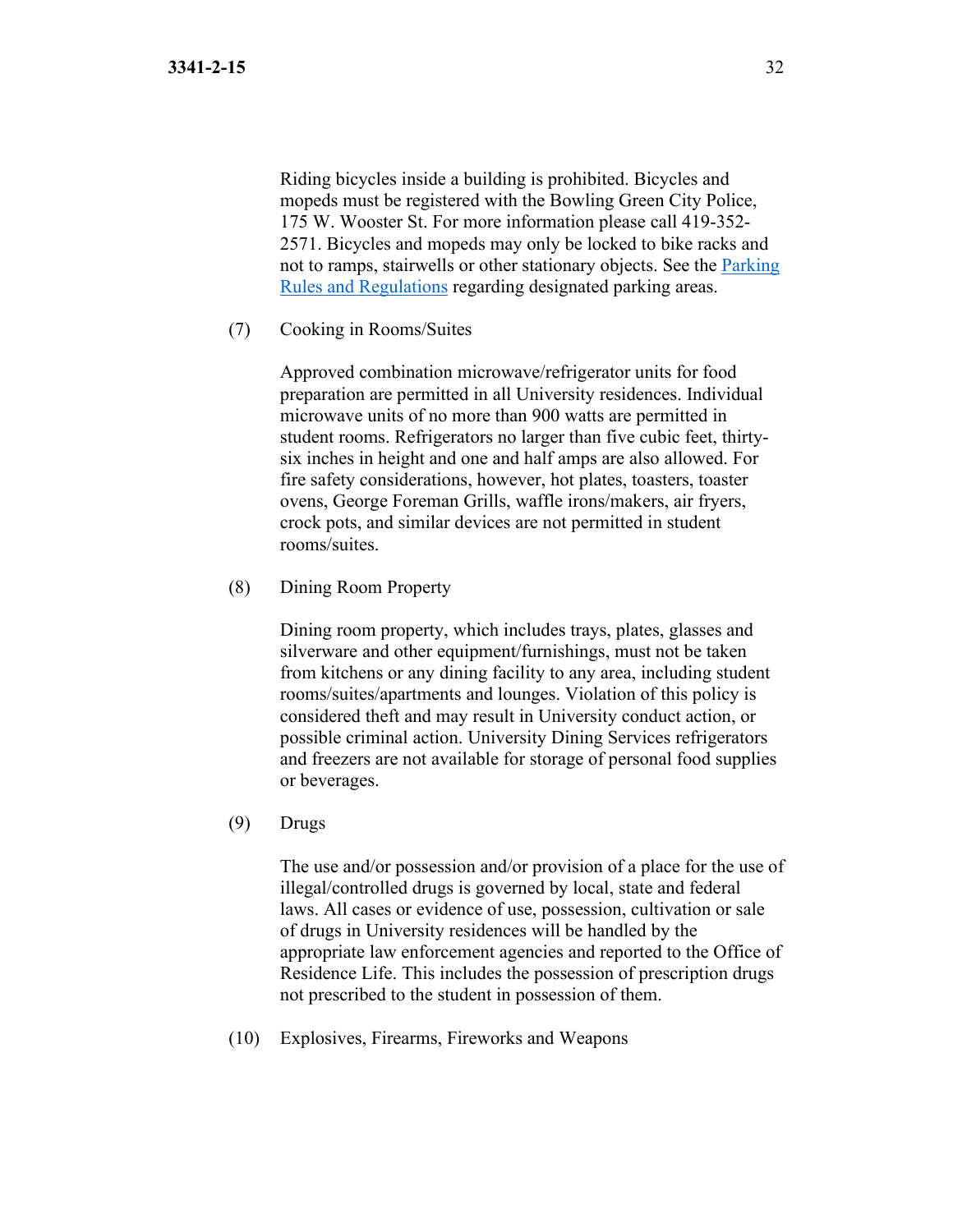Riding bicycles inside a building is prohibited. Bicycles and mopeds must be registered with the Bowling Green City Police, 175 W. Wooster St. For more information please call 419-352-2571. Bicycles and mopeds may only be locked to bike racks and not to ramps, stairwells or other stationary objects. See the [Parking Rules and Regulations]() regarding designated parking areas.

(7) Cooking in Rooms/Suites

Approved combination microwave/refrigerator units for food preparation are permitted in all University residences. Individual microwave units of no more than 900 watts are permitted in student rooms. Refrigerators no larger than five cubic feet, thirty-six inches in height and one and half amps are also allowed. For fire safety considerations, however, hot plates, toasters, toaster ovens, George Foreman Grills, waffle irons/makers, air fryers, crock pots, and similar devices are not permitted in student rooms/suites.

(8) Dining Room Property

Dining room property, which includes trays, plates, glasses and silverware and other equipment/furnishings, must not be taken from kitchens or any dining facility to any area, including student rooms/suites/apartments and lounges. Violation of this policy is considered theft and may result in University conduct action, or possible criminal action. University Dining Services refrigerators and freezers are not available for storage of personal food supplies or beverages.

(9) Drugs

The use and/or possession and/or provision of a place for the use of illegal/controlled drugs is governed by local, state and federal laws. All cases or evidence of use, possession, cultivation or sale of drugs in University residences will be handled by the appropriate law enforcement agencies and reported to the Office of Residence Life. This includes the possession of prescription drugs not prescribed to the student in possession of them.

(10) Explosives, Firearms, Fireworks and Weapons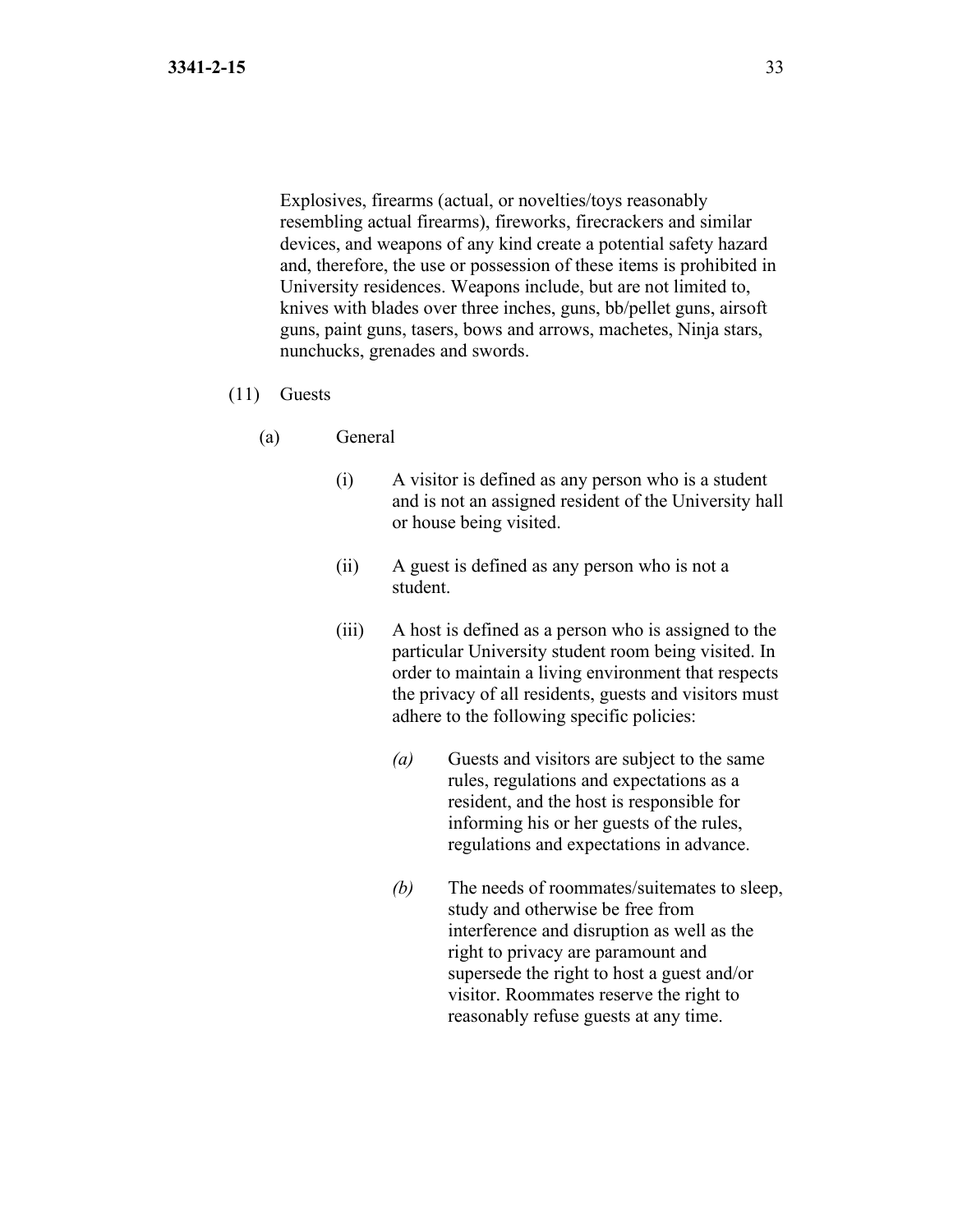Explosives, firearms (actual, or novelties/toys reasonably resembling actual firearms), fireworks, firecrackers and similar devices, and weapons of any kind create a potential safety hazard and, therefore, the use or possession of these items is prohibited in University residences. Weapons include, but are not limited to, knives with blades over three inches, guns, bb/pellet guns, airsoft guns, paint guns, tasers, bows and arrows, machetes, Ninja stars, nunchucks, grenades and swords.

(11) Guests

(a) General

(i) A visitor is defined as any person who is a student and is not an assigned resident of the University hall or house being visited.

(ii) A guest is defined as any person who is not a student.

(iii) A host is defined as a person who is assigned to the particular University student room being visited. In order to maintain a living environment that respects the privacy of all residents, guests and visitors must adhere to the following specific policies:

*(a)* Guests and visitors are subject to the same rules, regulations and expectations as a resident, and the host is responsible for informing his or her guests of the rules, regulations and expectations in advance.

*(b)* The needs of roommates/suitemates to sleep, study and otherwise be free from interference and disruption as well as the right to privacy are paramount and supersede the right to host a guest and/or visitor. Roommates reserve the right to reasonably refuse guests at any time.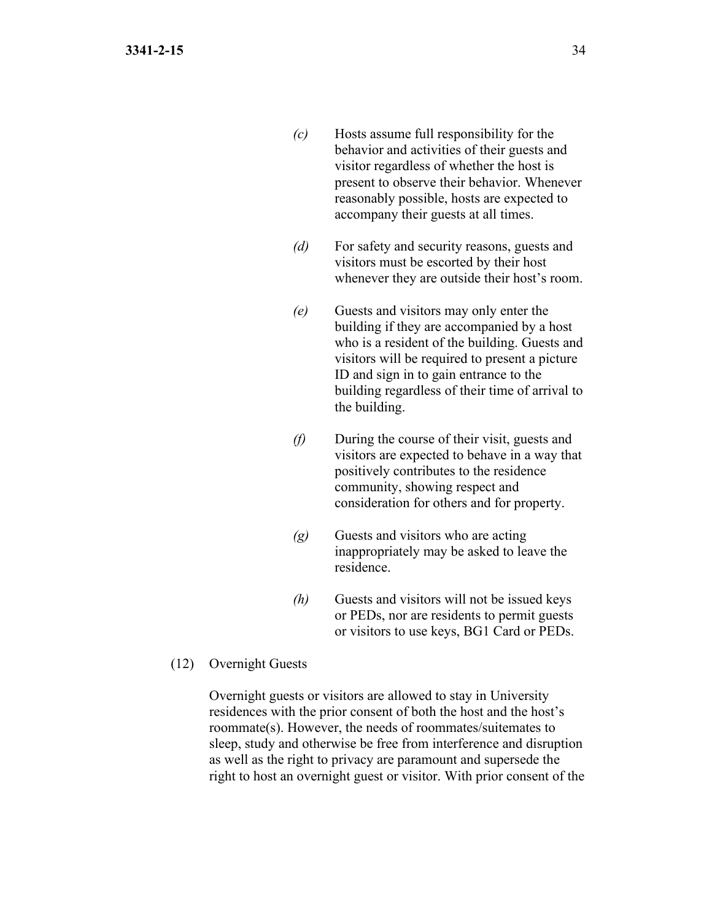*(c)* Hosts assume full responsibility for the behavior and activities of their guests and visitor regardless of whether the host is present to observe their behavior. Whenever reasonably possible, hosts are expected to accompany their guests at all times.

*(d)* For safety and security reasons, guests and visitors must be escorted by their host whenever they are outside their host's room.

*(e)* Guests and visitors may only enter the building if they are accompanied by a host who is a resident of the building. Guests and visitors will be required to present a picture ID and sign in to gain entrance to the building regardless of their time of arrival to the building.

*(f)* During the course of their visit, guests and visitors are expected to behave in a way that positively contributes to the residence community, showing respect and consideration for others and for property.

*(g)* Guests and visitors who are acting inappropriately may be asked to leave the residence.

*(h)* Guests and visitors will not be issued keys or PEDs, nor are residents to permit guests or visitors to use keys, BG1 Card or PEDs.

(12) Overnight Guests

Overnight guests or visitors are allowed to stay in University residences with the prior consent of both the host and the host's roommate(s). However, the needs of roommates/suitemates to sleep, study and otherwise be free from interference and disruption as well as the right to privacy are paramount and supersede the right to host an overnight guest or visitor. With prior consent of the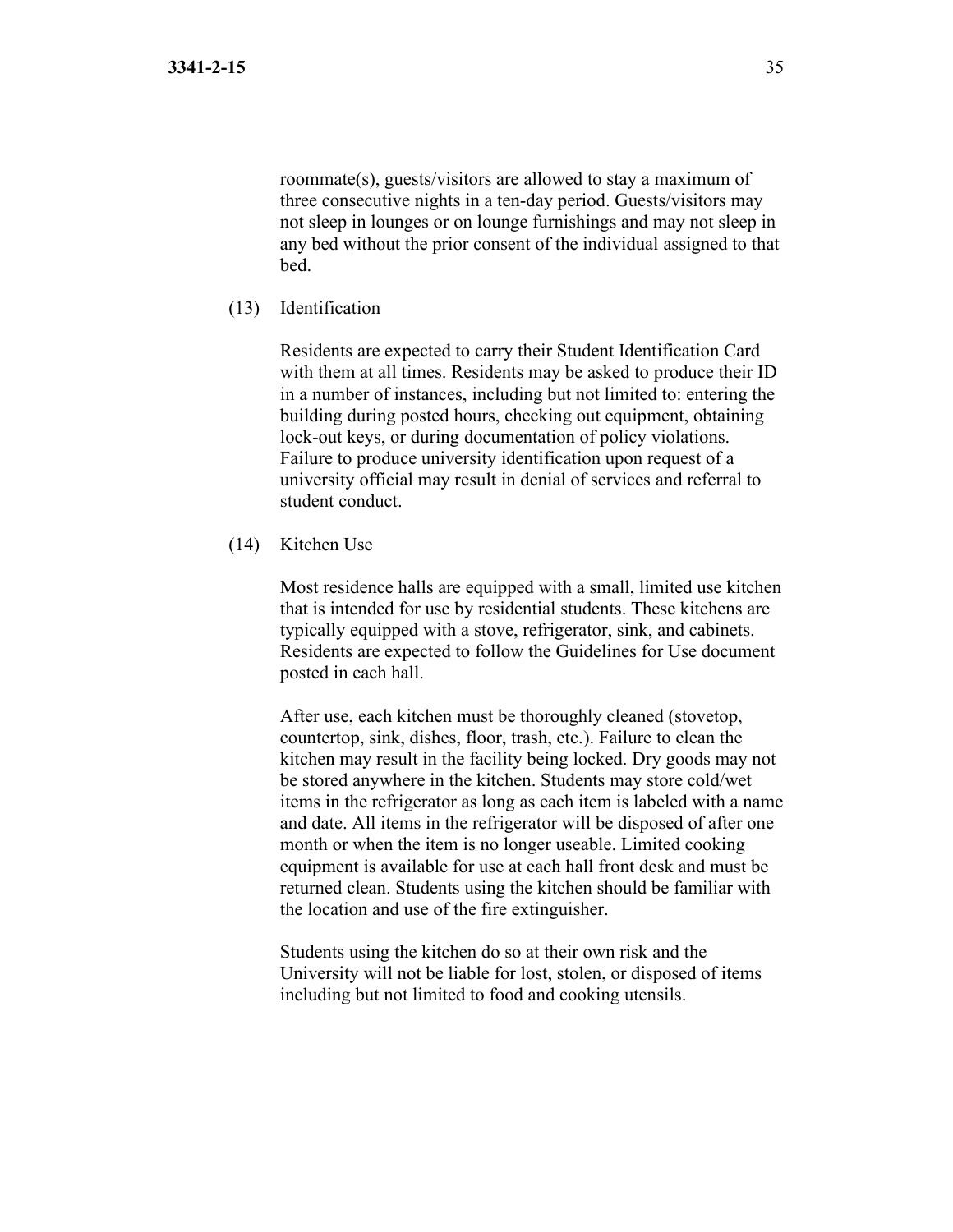roommate(s), guests/visitors are allowed to stay a maximum of three consecutive nights in a ten-day period. Guests/visitors may not sleep in lounges or on lounge furnishings and may not sleep in any bed without the prior consent of the individual assigned to that bed.

(13) Identification

Residents are expected to carry their Student Identification Card with them at all times. Residents may be asked to produce their ID in a number of instances, including but not limited to: entering the building during posted hours, checking out equipment, obtaining lock-out keys, or during documentation of policy violations. Failure to produce university identification upon request of a university official may result in denial of services and referral to student conduct.

(14) Kitchen Use

Most residence halls are equipped with a small, limited use kitchen that is intended for use by residential students. These kitchens are typically equipped with a stove, refrigerator, sink, and cabinets. Residents are expected to follow the Guidelines for Use document posted in each hall.

After use, each kitchen must be thoroughly cleaned (stovetop, countertop, sink, dishes, floor, trash, etc.). Failure to clean the kitchen may result in the facility being locked. Dry goods may not be stored anywhere in the kitchen. Students may store cold/wet items in the refrigerator as long as each item is labeled with a name and date. All items in the refrigerator will be disposed of after one month or when the item is no longer useable. Limited cooking equipment is available for use at each hall front desk and must be returned clean. Students using the kitchen should be familiar with the location and use of the fire extinguisher.

Students using the kitchen do so at their own risk and the University will not be liable for lost, stolen, or disposed of items including but not limited to food and cooking utensils.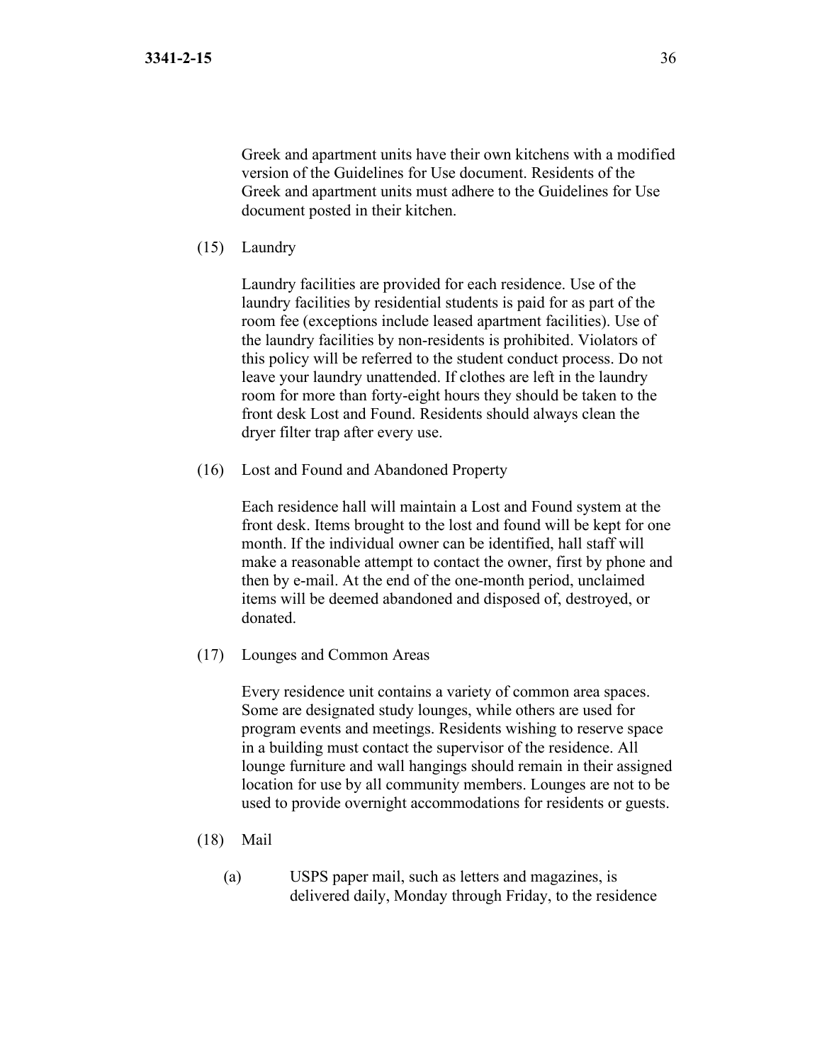Greek and apartment units have their own kitchens with a modified version of the Guidelines for Use document. Residents of the Greek and apartment units must adhere to the Guidelines for Use document posted in their kitchen.

(15) Laundry

Laundry facilities are provided for each residence. Use of the laundry facilities by residential students is paid for as part of the room fee (exceptions include leased apartment facilities). Use of the laundry facilities by non-residents is prohibited. Violators of this policy will be referred to the student conduct process. Do not leave your laundry unattended. If clothes are left in the laundry room for more than forty-eight hours they should be taken to the front desk Lost and Found. Residents should always clean the dryer filter trap after every use.

(16) Lost and Found and Abandoned Property

Each residence hall will maintain a Lost and Found system at the front desk. Items brought to the lost and found will be kept for one month. If the individual owner can be identified, hall staff will make a reasonable attempt to contact the owner, first by phone and then by e-mail. At the end of the one-month period, unclaimed items will be deemed abandoned and disposed of, destroyed, or donated.

(17) Lounges and Common Areas

Every residence unit contains a variety of common area spaces. Some are designated study lounges, while others are used for program events and meetings. Residents wishing to reserve space in a building must contact the supervisor of the residence. All lounge furniture and wall hangings should remain in their assigned location for use by all community members. Lounges are not to be used to provide overnight accommodations for residents or guests.

(18) Mail

(a) USPS paper mail, such as letters and magazines, is delivered daily, Monday through Friday, to the residence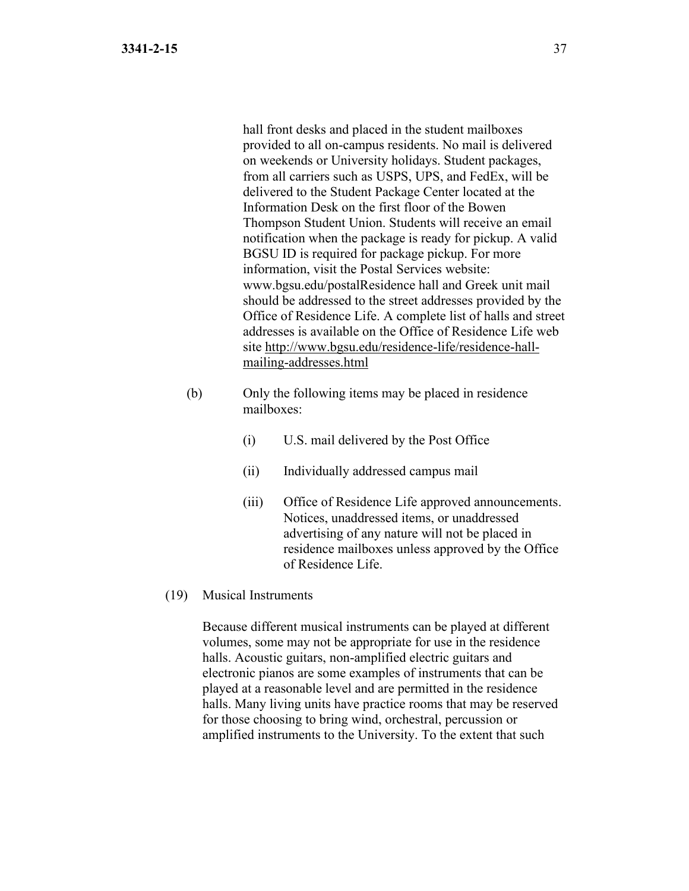hall front desks and placed in the student mailboxes provided to all on-campus residents. No mail is delivered on weekends or University holidays. Student packages, from all carriers such as USPS, UPS, and FedEx, will be delivered to the Student Package Center located at the Information Desk on the first floor of the Bowen Thompson Student Union. Students will receive an email notification when the package is ready for pickup. A valid BGSU ID is required for package pickup. For more information, visit the Postal Services website: www.bgsu.edu/postalResidence hall and Greek unit mail should be addressed to the street addresses provided by the Office of Residence Life. A complete list of halls and street addresses is available on the Office of Residence Life web site http://www.bgsu.edu/residence-life/residence-hall-mailing-addresses.html

(b) Only the following items may be placed in residence mailboxes:

(i) U.S. mail delivered by the Post Office

(ii) Individually addressed campus mail

(iii) Office of Residence Life approved announcements. Notices, unaddressed items, or unaddressed advertising of any nature will not be placed in residence mailboxes unless approved by the Office of Residence Life.

(19) Musical Instruments

Because different musical instruments can be played at different volumes, some may not be appropriate for use in the residence halls. Acoustic guitars, non-amplified electric guitars and electronic pianos are some examples of instruments that can be played at a reasonable level and are permitted in the residence halls. Many living units have practice rooms that may be reserved for those choosing to bring wind, orchestral, percussion or amplified instruments to the University. To the extent that such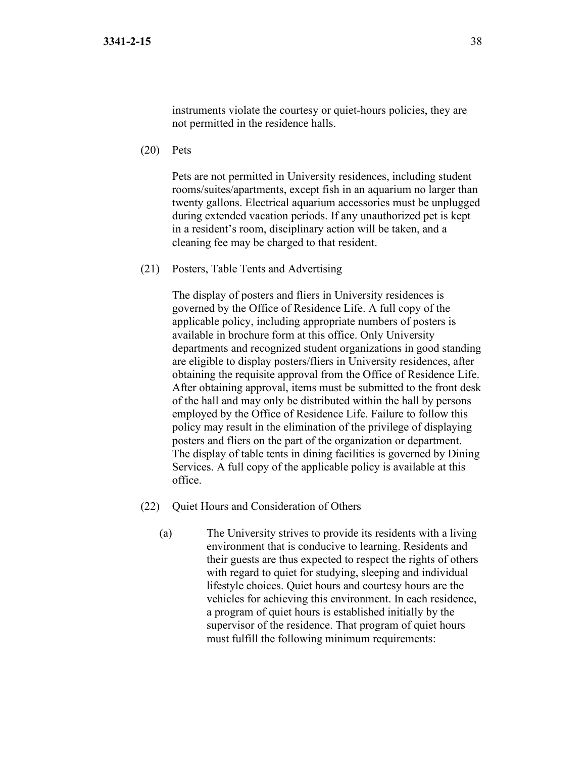instruments violate the courtesy or quiet-hours policies, they are not permitted in the residence halls.

(20) Pets

Pets are not permitted in University residences, including student rooms/suites/apartments, except fish in an aquarium no larger than twenty gallons. Electrical aquarium accessories must be unplugged during extended vacation periods. If any unauthorized pet is kept in a resident's room, disciplinary action will be taken, and a cleaning fee may be charged to that resident.

(21) Posters, Table Tents and Advertising

The display of posters and fliers in University residences is governed by the Office of Residence Life. A full copy of the applicable policy, including appropriate numbers of posters is available in brochure form at this office. Only University departments and recognized student organizations in good standing are eligible to display posters/fliers in University residences, after obtaining the requisite approval from the Office of Residence Life. After obtaining approval, items must be submitted to the front desk of the hall and may only be distributed within the hall by persons employed by the Office of Residence Life. Failure to follow this policy may result in the elimination of the privilege of displaying posters and fliers on the part of the organization or department. The display of table tents in dining facilities is governed by Dining Services. A full copy of the applicable policy is available at this office.

(22) Quiet Hours and Consideration of Others

(a) The University strives to provide its residents with a living environment that is conducive to learning. Residents and their guests are thus expected to respect the rights of others with regard to quiet for studying, sleeping and individual lifestyle choices. Quiet hours and courtesy hours are the vehicles for achieving this environment. In each residence, a program of quiet hours is established initially by the supervisor of the residence. That program of quiet hours must fulfill the following minimum requirements: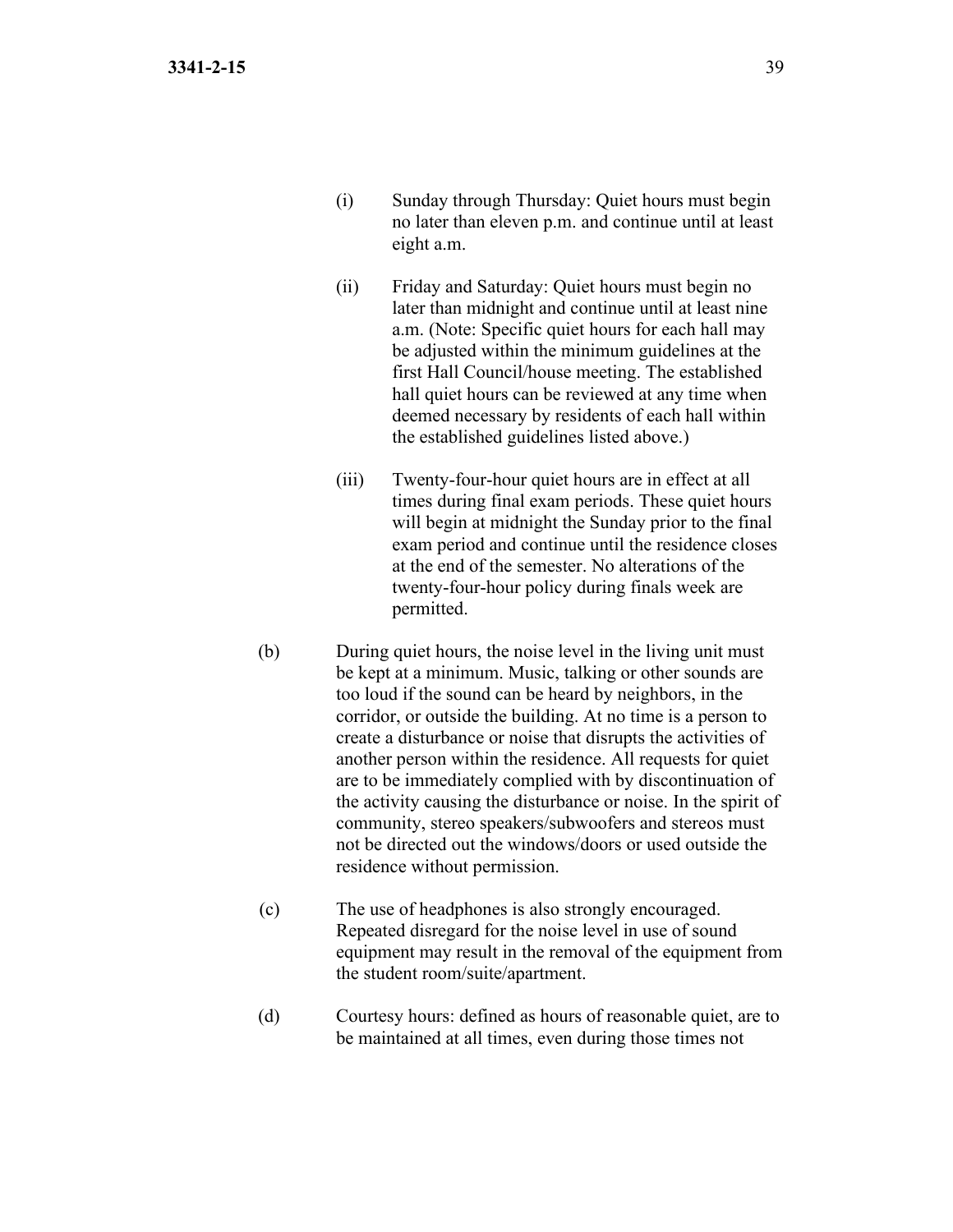(i) Sunday through Thursday: Quiet hours must begin no later than eleven p.m. and continue until at least eight a.m.

(ii) Friday and Saturday: Quiet hours must begin no later than midnight and continue until at least nine a.m. (Note: Specific quiet hours for each hall may be adjusted within the minimum guidelines at the first Hall Council/house meeting. The established hall quiet hours can be reviewed at any time when deemed necessary by residents of each hall within the established guidelines listed above.)

(iii) Twenty-four-hour quiet hours are in effect at all times during final exam periods. These quiet hours will begin at midnight the Sunday prior to the final exam period and continue until the residence closes at the end of the semester. No alterations of the twenty-four-hour policy during finals week are permitted.

(b) During quiet hours, the noise level in the living unit must be kept at a minimum. Music, talking or other sounds are too loud if the sound can be heard by neighbors, in the corridor, or outside the building. At no time is a person to create a disturbance or noise that disrupts the activities of another person within the residence. All requests for quiet are to be immediately complied with by discontinuation of the activity causing the disturbance or noise. In the spirit of community, stereo speakers/subwoofers and stereos must not be directed out the windows/doors or used outside the residence without permission.

(c) The use of headphones is also strongly encouraged. Repeated disregard for the noise level in use of sound equipment may result in the removal of the equipment from the student room/suite/apartment.

(d) Courtesy hours: defined as hours of reasonable quiet, are to be maintained at all times, even during those times not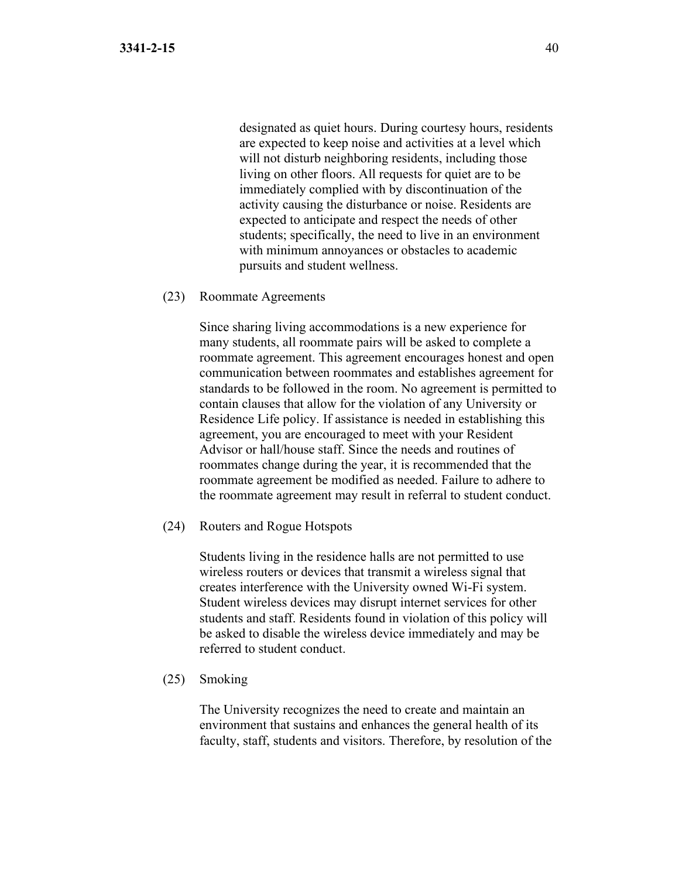designated as quiet hours. During courtesy hours, residents are expected to keep noise and activities at a level which will not disturb neighboring residents, including those living on other floors. All requests for quiet are to be immediately complied with by discontinuation of the activity causing the disturbance or noise. Residents are expected to anticipate and respect the needs of other students; specifically, the need to live in an environment with minimum annoyances or obstacles to academic pursuits and student wellness.

(23) Roommate Agreements

Since sharing living accommodations is a new experience for many students, all roommate pairs will be asked to complete a roommate agreement. This agreement encourages honest and open communication between roommates and establishes agreement for standards to be followed in the room. No agreement is permitted to contain clauses that allow for the violation of any University or Residence Life policy. If assistance is needed in establishing this agreement, you are encouraged to meet with your Resident Advisor or hall/house staff. Since the needs and routines of roommates change during the year, it is recommended that the roommate agreement be modified as needed. Failure to adhere to the roommate agreement may result in referral to student conduct.

(24) Routers and Rogue Hotspots

Students living in the residence halls are not permitted to use wireless routers or devices that transmit a wireless signal that creates interference with the University owned Wi-Fi system. Student wireless devices may disrupt internet services for other students and staff. Residents found in violation of this policy will be asked to disable the wireless device immediately and may be referred to student conduct.

(25) Smoking

The University recognizes the need to create and maintain an environment that sustains and enhances the general health of its faculty, staff, students and visitors. Therefore, by resolution of the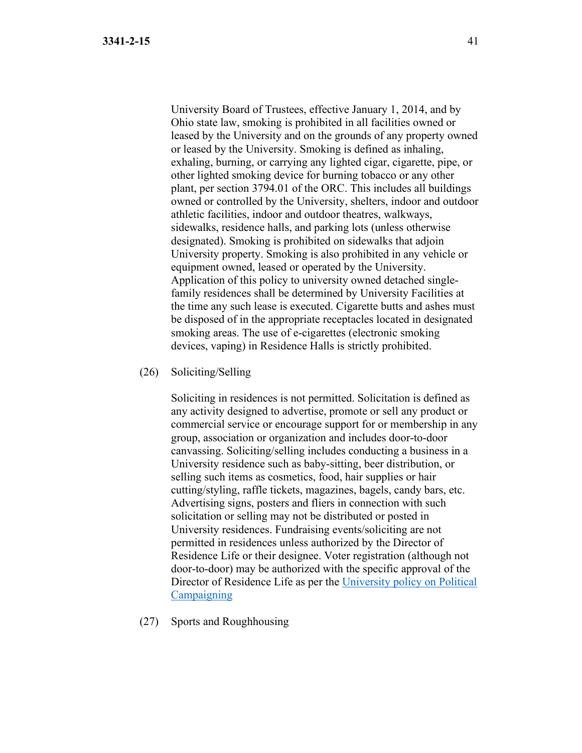University Board of Trustees, effective January 1, 2014, and by Ohio state law, smoking is prohibited in all facilities owned or leased by the University and on the grounds of any property owned or leased by the University. Smoking is defined as inhaling, exhaling, burning, or carrying any lighted cigar, cigarette, pipe, or other lighted smoking device for burning tobacco or any other plant, per section 3794.01 of the ORC. This includes all buildings owned or controlled by the University, shelters, indoor and outdoor athletic facilities, indoor and outdoor theatres, walkways, sidewalks, residence halls, and parking lots (unless otherwise designated). Smoking is prohibited on sidewalks that adjoin University property. Smoking is also prohibited in any vehicle or equipment owned, leased or operated by the University. Application of this policy to university owned detached single-family residences shall be determined by University Facilities at the time any such lease is executed. Cigarette butts and ashes must be disposed of in the appropriate receptacles located in designated smoking areas. The use of e-cigarettes (electronic smoking devices, vaping) in Residence Halls is strictly prohibited.

(26) Soliciting/Selling

Soliciting in residences is not permitted. Solicitation is defined as any activity designed to advertise, promote or sell any product or commercial service or encourage support for or membership in any group, association or organization and includes door-to-door canvassing. Soliciting/selling includes conducting a business in a University residence such as baby-sitting, beer distribution, or selling such items as cosmetics, food, hair supplies or hair cutting/styling, raffle tickets, magazines, bagels, candy bars, etc. Advertising signs, posters and fliers in connection with such solicitation or selling may not be distributed or posted in University residences. Fundraising events/soliciting are not permitted in residences unless authorized by the Director of Residence Life or their designee. Voter registration (although not door-to-door) may be authorized with the specific approval of the Director of Residence Life as per the University policy on Political Campaigning

(27) Sports and Roughhousing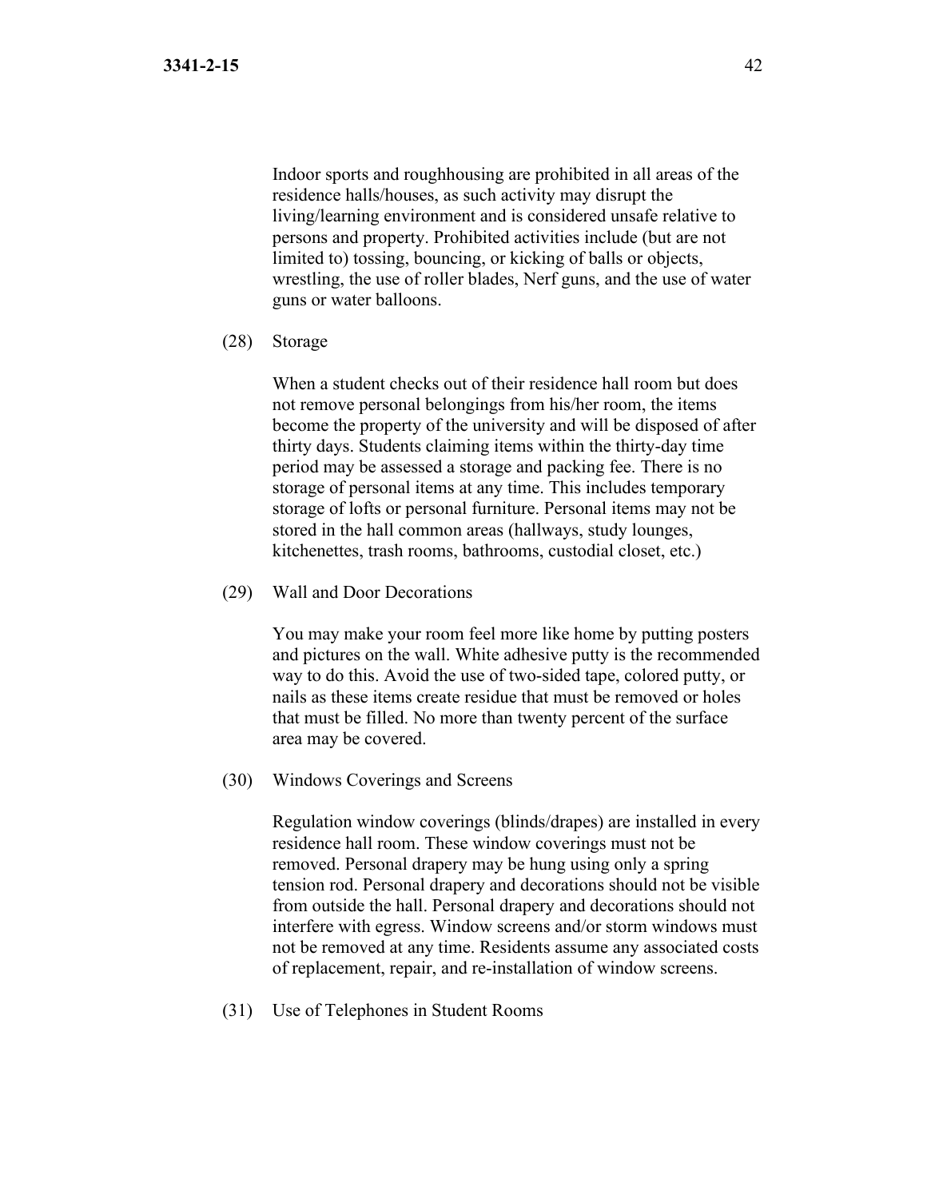Indoor sports and roughhousing are prohibited in all areas of the residence halls/houses, as such activity may disrupt the living/learning environment and is considered unsafe relative to persons and property. Prohibited activities include (but are not limited to) tossing, bouncing, or kicking of balls or objects, wrestling, the use of roller blades, Nerf guns, and the use of water guns or water balloons.

(28) Storage

When a student checks out of their residence hall room but does not remove personal belongings from his/her room, the items become the property of the university and will be disposed of after thirty days. Students claiming items within the thirty-day time period may be assessed a storage and packing fee. There is no storage of personal items at any time. This includes temporary storage of lofts or personal furniture. Personal items may not be stored in the hall common areas (hallways, study lounges, kitchenettes, trash rooms, bathrooms, custodial closet, etc.)

(29) Wall and Door Decorations

You may make your room feel more like home by putting posters and pictures on the wall. White adhesive putty is the recommended way to do this. Avoid the use of two-sided tape, colored putty, or nails as these items create residue that must be removed or holes that must be filled. No more than twenty percent of the surface area may be covered.

(30) Windows Coverings and Screens

Regulation window coverings (blinds/drapes) are installed in every residence hall room. These window coverings must not be removed. Personal drapery may be hung using only a spring tension rod. Personal drapery and decorations should not be visible from outside the hall. Personal drapery and decorations should not interfere with egress. Window screens and/or storm windows must not be removed at any time. Residents assume any associated costs of replacement, repair, and re-installation of window screens.

(31) Use of Telephones in Student Rooms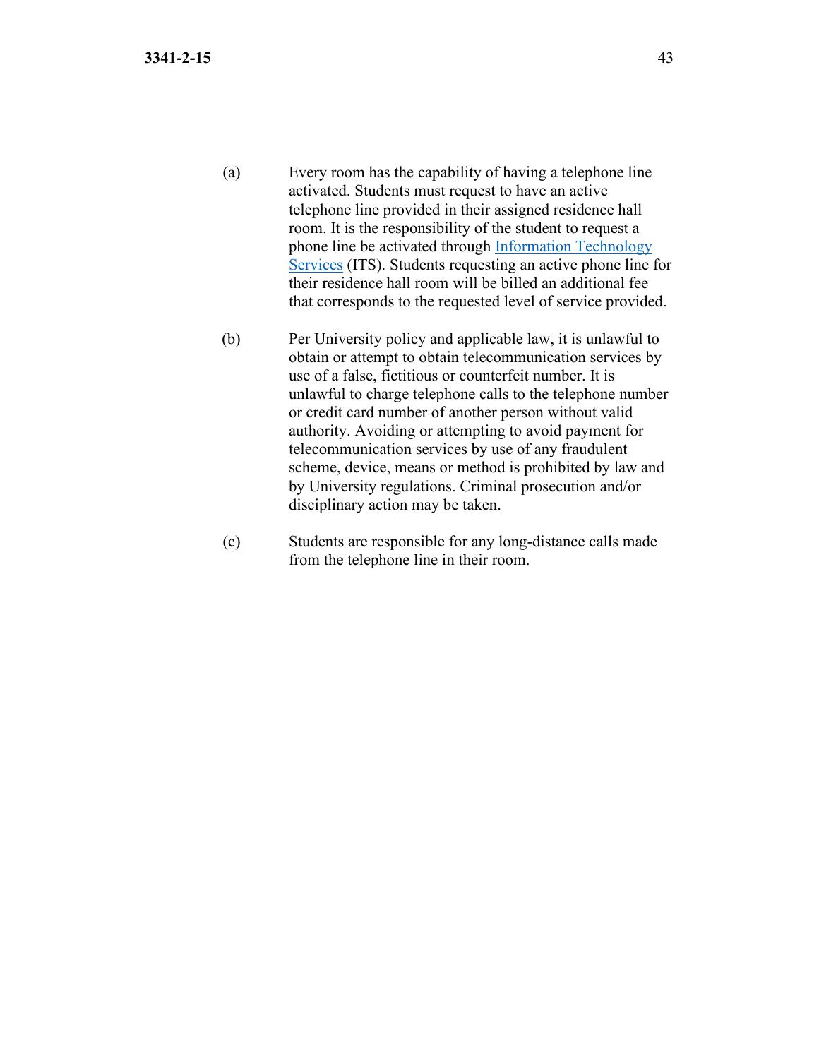(a) Every room has the capability of having a telephone line activated. Students must request to have an active telephone line provided in their assigned residence hall room. It is the responsibility of the student to request a phone line be activated through Information Technology Services (ITS). Students requesting an active phone line for their residence hall room will be billed an additional fee that corresponds to the requested level of service provided.

(b) Per University policy and applicable law, it is unlawful to obtain or attempt to obtain telecommunication services by use of a false, fictitious or counterfeit number. It is unlawful to charge telephone calls to the telephone number or credit card number of another person without valid authority. Avoiding or attempting to avoid payment for telecommunication services by use of any fraudulent scheme, device, means or method is prohibited by law and by University regulations. Criminal prosecution and/or disciplinary action may be taken.

(c) Students are responsible for any long-distance calls made from the telephone line in their room.